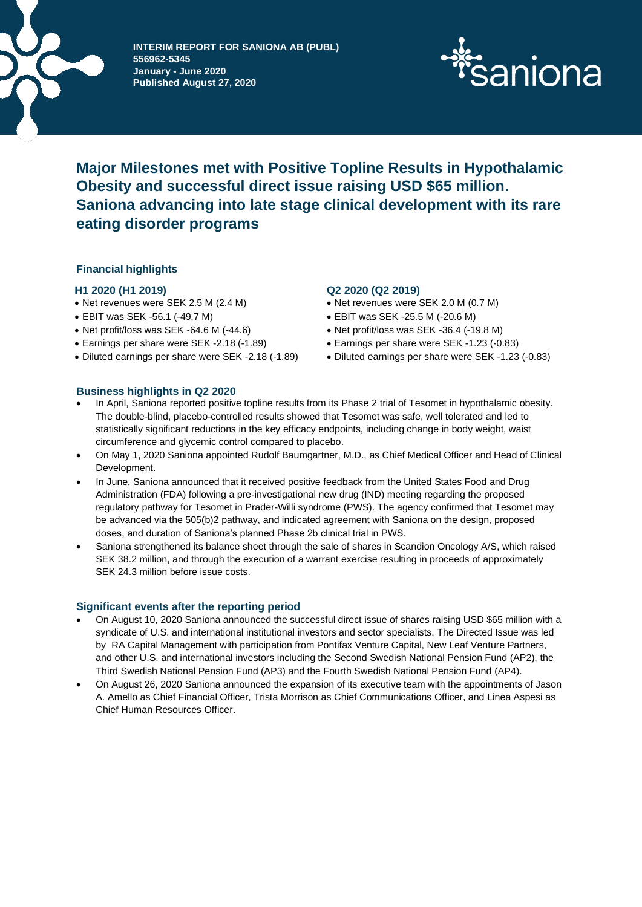**INTERIM REPORT FOR SANIONA AB (PUBL)**
**556962-5345**
**January - June 2020**
**Published August 27, 2020**

# Major Milestones met with Positive Topline Results in Hypothalamic Obesity and successful direct issue raising USD $65 million. Saniona advancing into late stage clinical development with its rare eating disorder programs

## Financial highlights

### H1 2020 (H1 2019)

- Net revenues were SEK 2.5 M (2.4 M)
- EBIT was SEK -56.1 (-49.7 M)
- Net profit/loss was SEK -64.6 M (-44.6)
- Earnings per share were SEK -2.18 (-1.89)
- Diluted earnings per share were SEK -2.18 (-1.89)

### Q2 2020 (Q2 2019)

- Net revenues were SEK 2.0 M (0.7 M)
- EBIT was SEK -25.5 M (-20.6 M)
- Net profit/loss was SEK -36.4 (-19.8 M)
- Earnings per share were SEK -1.23 (-0.83)
- Diluted earnings per share were SEK -1.23 (-0.83)

## Business highlights in Q2 2020

- In April, Saniona reported positive topline results from its Phase 2 trial of Tesomet in hypothalamic obesity. The double-blind, placebo-controlled results showed that Tesomet was safe, well tolerated and led to statistically significant reductions in the key efficacy endpoints, including change in body weight, waist circumference and glycemic control compared to placebo.
- On May 1, 2020 Saniona appointed Rudolf Baumgartner, M.D., as Chief Medical Officer and Head of Clinical Development.
- In June, Saniona announced that it received positive feedback from the United States Food and Drug Administration (FDA) following a pre-investigational new drug (IND) meeting regarding the proposed regulatory pathway for Tesomet in Prader-Willi syndrome (PWS). The agency confirmed that Tesomet may be advanced via the 505(b)2 pathway, and indicated agreement with Saniona on the design, proposed doses, and duration of Saniona's planned Phase 2b clinical trial in PWS.
- Saniona strengthened its balance sheet through the sale of shares in Scandion Oncology A/S, which raised SEK 38.2 million, and through the execution of a warrant exercise resulting in proceeds of approximately SEK 24.3 million before issue costs.

## Significant events after the reporting period

- On August 10, 2020 Saniona announced the successful direct issue of shares raising USD $65 million with a syndicate of U.S. and international institutional investors and sector specialists. The Directed Issue was led by RA Capital Management with participation from Pontifax Venture Capital, New Leaf Venture Partners, and other U.S. and international investors including the Second Swedish National Pension Fund (AP2), the Third Swedish National Pension Fund (AP3) and the Fourth Swedish National Pension Fund (AP4).
- On August 26, 2020 Saniona announced the expansion of its executive team with the appointments of Jason A. Amello as Chief Financial Officer, Trista Morrison as Chief Communications Officer, and Linea Aspesi as Chief Human Resources Officer.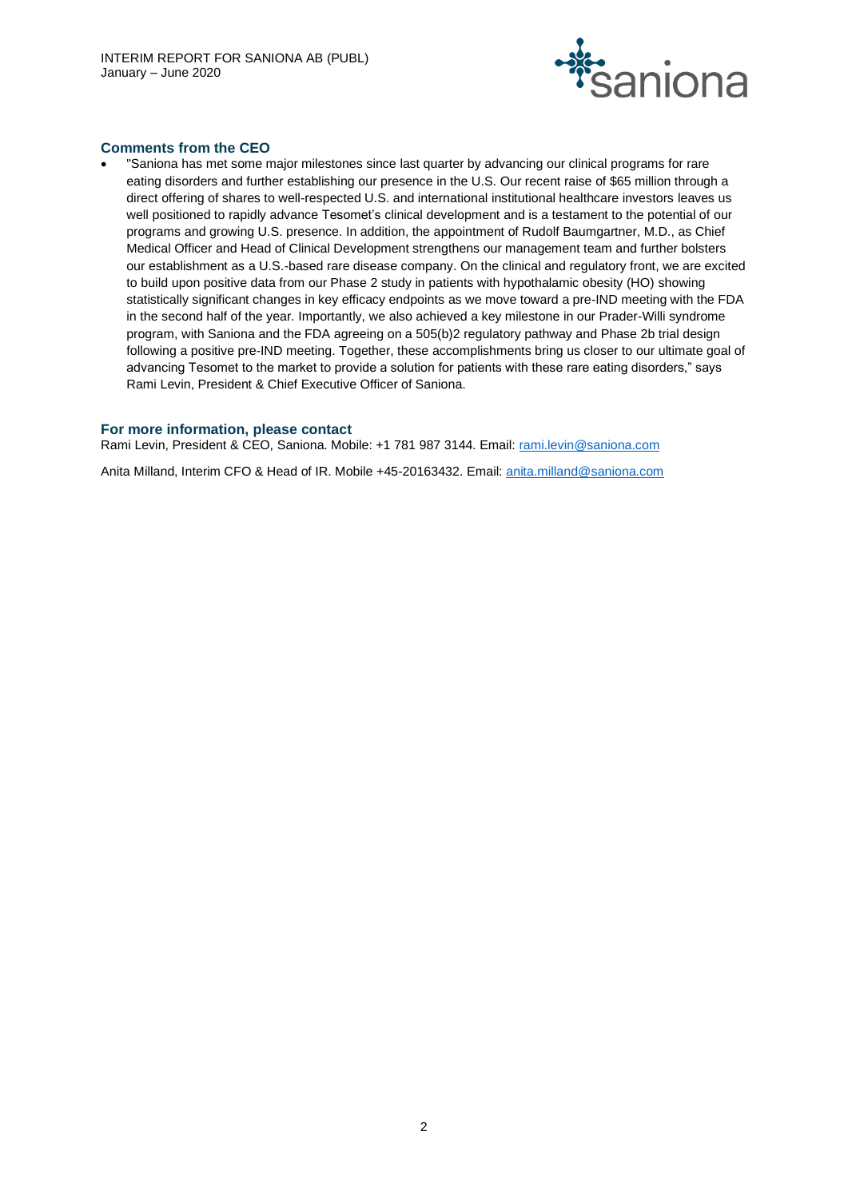### Comments from the CEO

- "Saniona has met some major milestones since last quarter by advancing our clinical programs for rare eating disorders and further establishing our presence in the U.S. Our recent raise of $65 million through a direct offering of shares to well-respected U.S. and international institutional healthcare investors leaves us well positioned to rapidly advance Tesomet's clinical development and is a testament to the potential of our programs and growing U.S. presence. In addition, the appointment of Rudolf Baumgartner, M.D., as Chief Medical Officer and Head of Clinical Development strengthens our management team and further bolsters our establishment as a U.S.-based rare disease company. On the clinical and regulatory front, we are excited to build upon positive data from our Phase 2 study in patients with hypothalamic obesity (HO) showing statistically significant changes in key efficacy endpoints as we move toward a pre-IND meeting with the FDA in the second half of the year. Importantly, we also achieved a key milestone in our Prader-Willi syndrome program, with Saniona and the FDA agreeing on a 505(b)2 regulatory pathway and Phase 2b trial design following a positive pre-IND meeting. Together, these accomplishments bring us closer to our ultimate goal of advancing Tesomet to the market to provide a solution for patients with these rare eating disorders," says Rami Levin, President & Chief Executive Officer of Saniona.

### For more information, please contact

Rami Levin, President & CEO, Saniona. Mobile: +1 781 987 3144. Email: rami.levin@saniona.com

Anita Milland, Interim CFO & Head of IR. Mobile +45-20163432. Email: anita.milland@saniona.com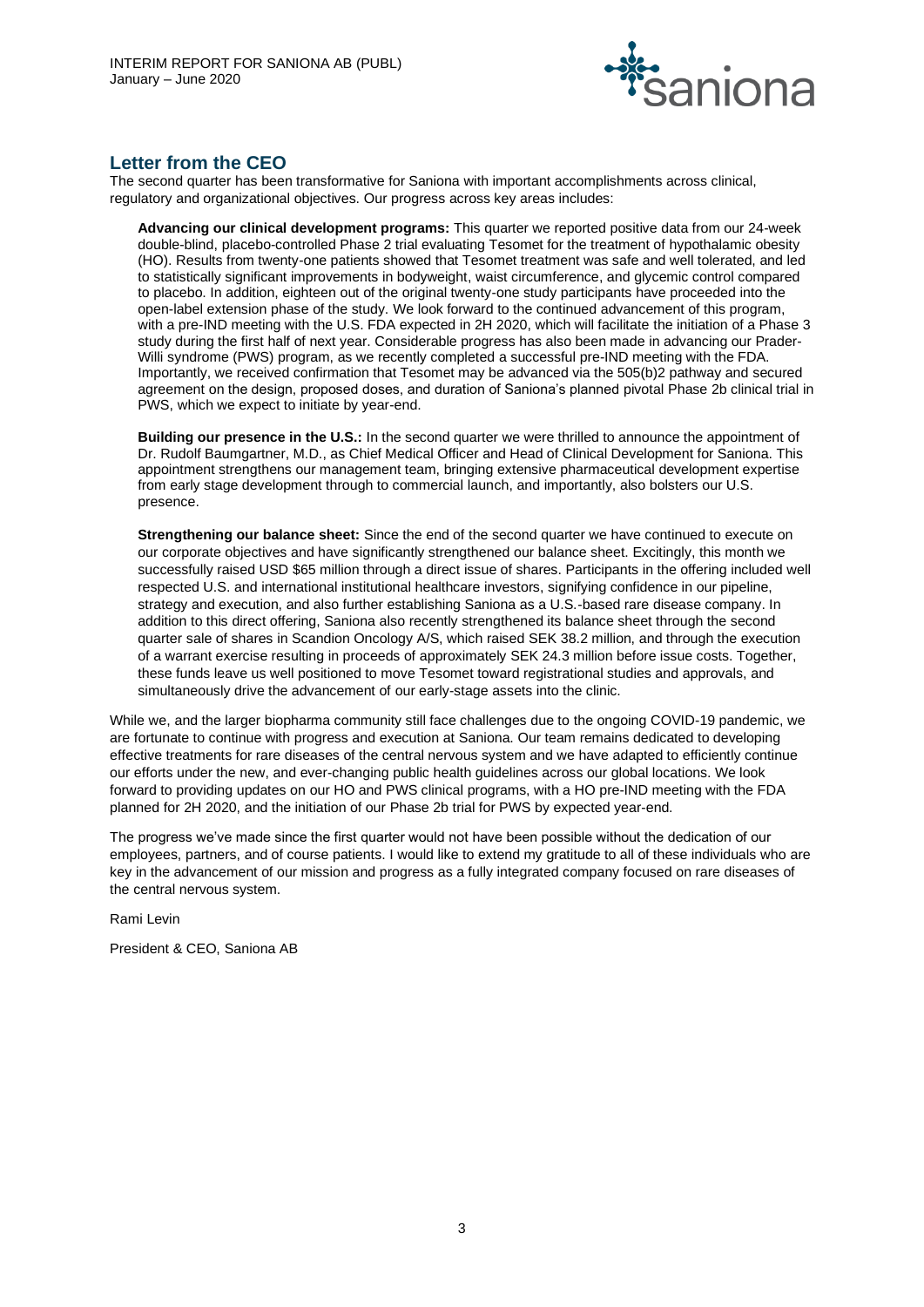## Letter from the CEO

The second quarter has been transformative for Saniona with important accomplishments across clinical, regulatory and organizational objectives. Our progress across key areas includes:

**Advancing our clinical development programs:** This quarter we reported positive data from our 24-week double-blind, placebo-controlled Phase 2 trial evaluating Tesomet for the treatment of hypothalamic obesity (HO). Results from twenty-one patients showed that Tesomet treatment was safe and well tolerated, and led to statistically significant improvements in bodyweight, waist circumference, and glycemic control compared to placebo. In addition, eighteen out of the original twenty-one study participants have proceeded into the open-label extension phase of the study. We look forward to the continued advancement of this program, with a pre-IND meeting with the U.S. FDA expected in 2H 2020, which will facilitate the initiation of a Phase 3 study during the first half of next year. Considerable progress has also been made in advancing our Prader-Willi syndrome (PWS) program, as we recently completed a successful pre-IND meeting with the FDA. Importantly, we received confirmation that Tesomet may be advanced via the 505(b)2 pathway and secured agreement on the design, proposed doses, and duration of Saniona's planned pivotal Phase 2b clinical trial in PWS, which we expect to initiate by year-end.

**Building our presence in the U.S.:** In the second quarter we were thrilled to announce the appointment of Dr. Rudolf Baumgartner, M.D., as Chief Medical Officer and Head of Clinical Development for Saniona. This appointment strengthens our management team, bringing extensive pharmaceutical development expertise from early stage development through to commercial launch, and importantly, also bolsters our U.S. presence.

**Strengthening our balance sheet:** Since the end of the second quarter we have continued to execute on our corporate objectives and have significantly strengthened our balance sheet. Excitingly, this month we successfully raised USD $65 million through a direct issue of shares. Participants in the offering included well respected U.S. and international institutional healthcare investors, signifying confidence in our pipeline, strategy and execution, and also further establishing Saniona as a U.S.-based rare disease company. In addition to this direct offering, Saniona also recently strengthened its balance sheet through the second quarter sale of shares in Scandion Oncology A/S, which raised SEK 38.2 million, and through the execution of a warrant exercise resulting in proceeds of approximately SEK 24.3 million before issue costs. Together, these funds leave us well positioned to move Tesomet toward registrational studies and approvals, and simultaneously drive the advancement of our early-stage assets into the clinic.

While we, and the larger biopharma community still face challenges due to the ongoing COVID-19 pandemic, we are fortunate to continue with progress and execution at Saniona. Our team remains dedicated to developing effective treatments for rare diseases of the central nervous system and we have adapted to efficiently continue our efforts under the new, and ever-changing public health guidelines across our global locations. We look forward to providing updates on our HO and PWS clinical programs, with a HO pre-IND meeting with the FDA planned for 2H 2020, and the initiation of our Phase 2b trial for PWS by expected year-end.

The progress we've made since the first quarter would not have been possible without the dedication of our employees, partners, and of course patients. I would like to extend my gratitude to all of these individuals who are key in the advancement of our mission and progress as a fully integrated company focused on rare diseases of the central nervous system.

Rami Levin

President & CEO, Saniona AB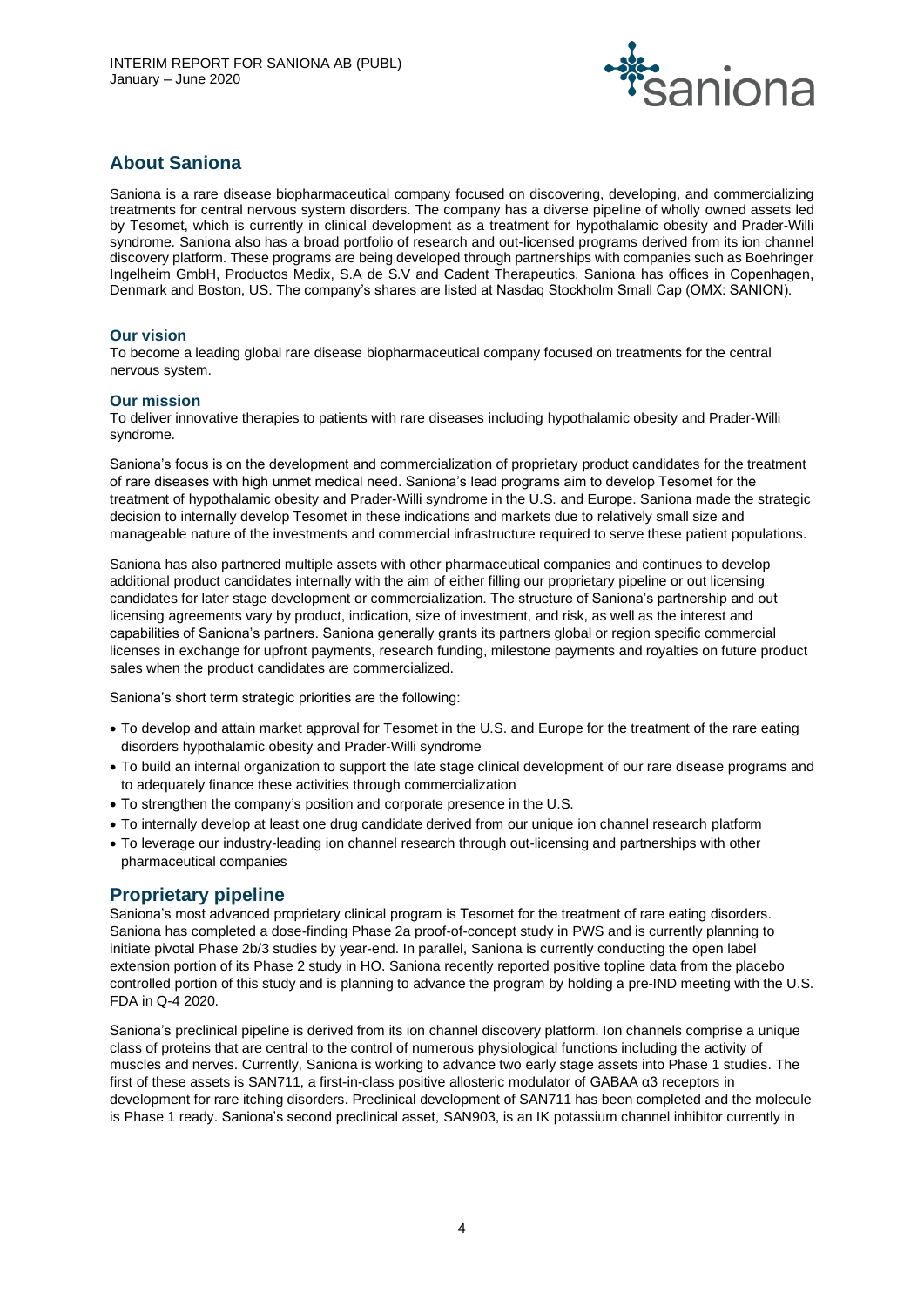## About Saniona

Saniona is a rare disease biopharmaceutical company focused on discovering, developing, and commercializing treatments for central nervous system disorders. The company has a diverse pipeline of wholly owned assets led by Tesomet, which is currently in clinical development as a treatment for hypothalamic obesity and Prader-Willi syndrome. Saniona also has a broad portfolio of research and out-licensed programs derived from its ion channel discovery platform. These programs are being developed through partnerships with companies such as Boehringer Ingelheim GmbH, Productos Medix, S.A de S.V and Cadent Therapeutics. Saniona has offices in Copenhagen, Denmark and Boston, US. The company's shares are listed at Nasdaq Stockholm Small Cap (OMX: SANION).

### Our vision

To become a leading global rare disease biopharmaceutical company focused on treatments for the central nervous system.

### Our mission

To deliver innovative therapies to patients with rare diseases including hypothalamic obesity and Prader-Willi syndrome.

Saniona's focus is on the development and commercialization of proprietary product candidates for the treatment of rare diseases with high unmet medical need. Saniona's lead programs aim to develop Tesomet for the treatment of hypothalamic obesity and Prader-Willi syndrome in the U.S. and Europe. Saniona made the strategic decision to internally develop Tesomet in these indications and markets due to relatively small size and manageable nature of the investments and commercial infrastructure required to serve these patient populations.

Saniona has also partnered multiple assets with other pharmaceutical companies and continues to develop additional product candidates internally with the aim of either filling our proprietary pipeline or out licensing candidates for later stage development or commercialization. The structure of Saniona's partnership and out licensing agreements vary by product, indication, size of investment, and risk, as well as the interest and capabilities of Saniona's partners. Saniona generally grants its partners global or region specific commercial licenses in exchange for upfront payments, research funding, milestone payments and royalties on future product sales when the product candidates are commercialized.

Saniona's short term strategic priorities are the following:

- To develop and attain market approval for Tesomet in the U.S. and Europe for the treatment of the rare eating disorders hypothalamic obesity and Prader-Willi syndrome
- To build an internal organization to support the late stage clinical development of our rare disease programs and to adequately finance these activities through commercialization
- To strengthen the company's position and corporate presence in the U.S.
- To internally develop at least one drug candidate derived from our unique ion channel research platform
- To leverage our industry-leading ion channel research through out-licensing and partnerships with other pharmaceutical companies

## Proprietary pipeline

Saniona's most advanced proprietary clinical program is Tesomet for the treatment of rare eating disorders. Saniona has completed a dose-finding Phase 2a proof-of-concept study in PWS and is currently planning to initiate pivotal Phase 2b/3 studies by year-end. In parallel, Saniona is currently conducting the open label extension portion of its Phase 2 study in HO. Saniona recently reported positive topline data from the placebo controlled portion of this study and is planning to advance the program by holding a pre-IND meeting with the U.S. FDA in Q-4 2020.

Saniona's preclinical pipeline is derived from its ion channel discovery platform. Ion channels comprise a unique class of proteins that are central to the control of numerous physiological functions including the activity of muscles and nerves. Currently, Saniona is working to advance two early stage assets into Phase 1 studies. The first of these assets is SAN711, a first-in-class positive allosteric modulator of GABAA α3 receptors in development for rare itching disorders. Preclinical development of SAN711 has been completed and the molecule is Phase 1 ready. Saniona's second preclinical asset, SAN903, is an IK potassium channel inhibitor currently in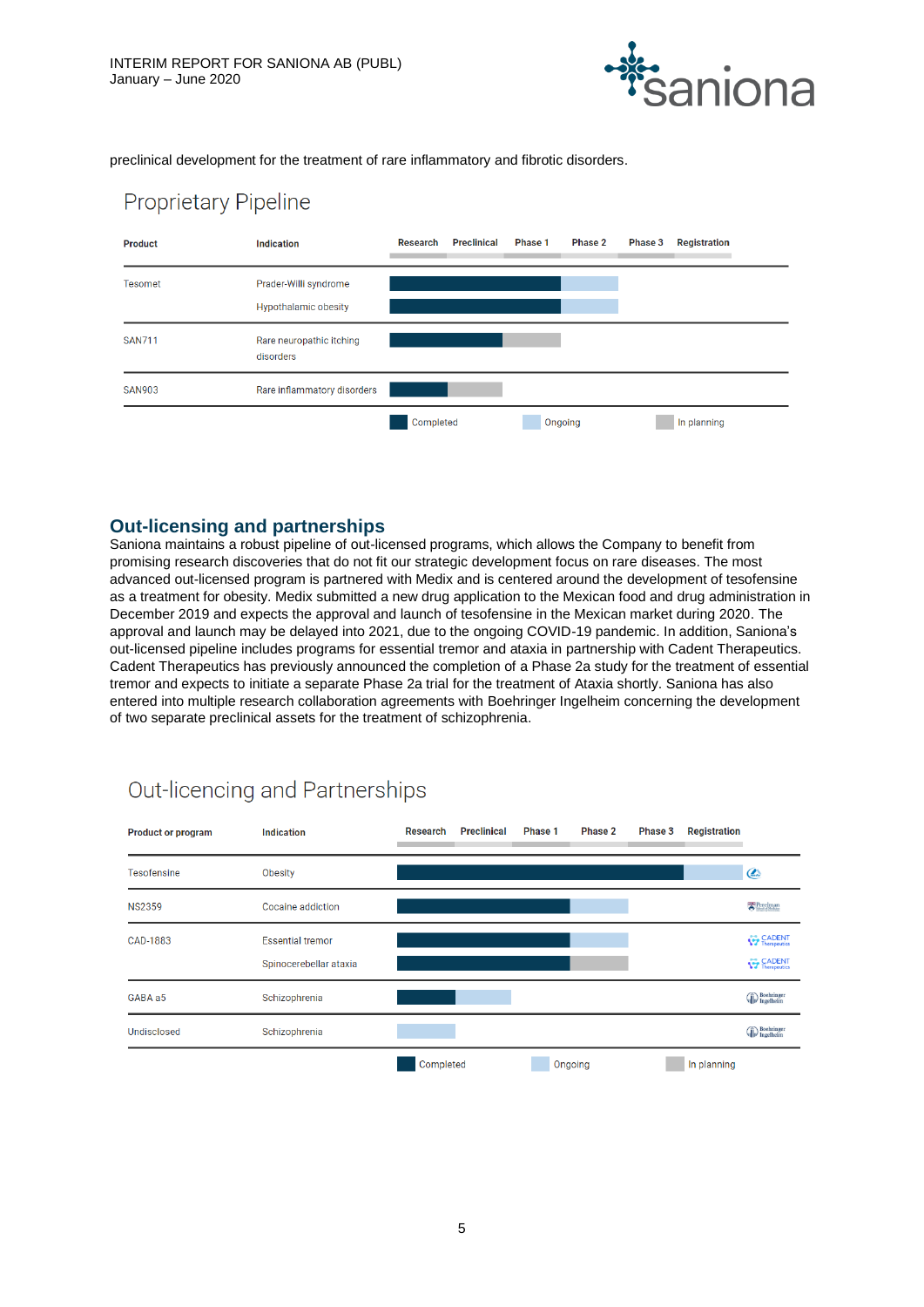preclinical development for the treatment of rare inflammatory and fibrotic disorders.

## Proprietary Pipeline

| Product | Indication | Research | Preclinical | Phase 1 | Phase 2 | Phase 3 | Registration |
|---|---|---|---|---|---|---|---|
| Tesomet | Prader-Willi syndrome | Completed | Completed | Completed | Ongoing | | |
| | Hypothalamic obesity | Completed | Completed | Completed | Ongoing | | |
| SAN711 | Rare neuropathic itching disorders | Completed | Completed | In planning | | | |
| SAN903 | Rare inflammatory disorders | Completed | In planning | | | | |

Completed   Ongoing   In planning

## Out-licensing and partnerships

Saniona maintains a robust pipeline of out-licensed programs, which allows the Company to benefit from promising research discoveries that do not fit our strategic development focus on rare diseases. The most advanced out-licensed program is partnered with Medix and is centered around the development of tesofensine as a treatment for obesity. Medix submitted a new drug application to the Mexican food and drug administration in December 2019 and expects the approval and launch of tesofensine in the Mexican market during 2020. The approval and launch may be delayed into 2021, due to the ongoing COVID-19 pandemic. In addition, Saniona's out-licensed pipeline includes programs for essential tremor and ataxia in partnership with Cadent Therapeutics. Cadent Therapeutics has previously announced the completion of a Phase 2a study for the treatment of essential tremor and expects to initiate a separate Phase 2a trial for the treatment of Ataxia shortly. Saniona has also entered into multiple research collaboration agreements with Boehringer Ingelheim concerning the development of two separate preclinical assets for the treatment of schizophrenia.

## Out-licencing and Partnerships

| Product or program | Indication | Research | Preclinical | Phase 1 | Phase 2 | Phase 3 | Registration | Partner |
|---|---|---|---|---|---|---|---|---|
| Tesofensine | Obesity | Completed | Completed | Completed | Completed | Completed | Ongoing | Medix |
| NS2359 | Cocaine addiction | Completed | Completed | Completed | Ongoing | | | Perelman School of Medicine |
| CAD-1883 | Essential tremor | Completed | Completed | Completed | Ongoing | | | CADENT Therapeutics |
| | Spinocerebellar ataxia | Completed | Completed | Completed | In planning | | | CADENT Therapeutics |
| GABA a5 | Schizophrenia | Completed | Ongoing | | | | | Boehringer Ingelheim |
| Undisclosed | Schizophrenia | Ongoing | | | | | | Boehringer Ingelheim |

Completed   Ongoing   In planning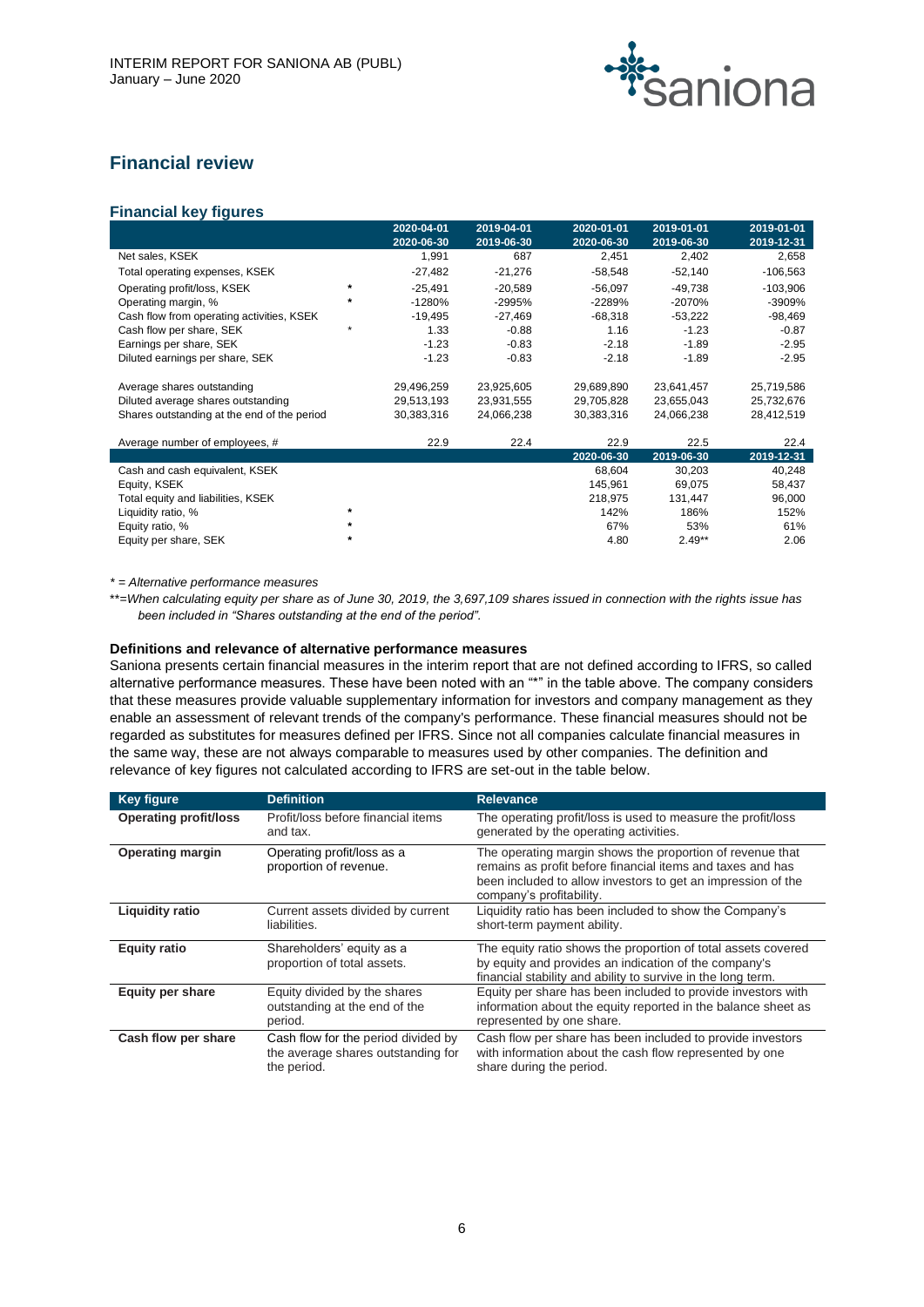## Financial review

### Financial key figures

| | | 2020-04-01<br>2020-06-30 | 2019-04-01<br>2019-06-30 | 2020-01-01<br>2020-06-30 | 2019-01-01<br>2019-06-30 | 2019-01-01<br>2019-12-31 |
|---|---|---|---|---|---|---|
| Net sales, KSEK | | 1,991 | 687 | 2,451 | 2,402 | 2,658 |
| Total operating expenses, KSEK | | -27,482 | -21,276 | -58,548 | -52,140 | -106,563 |
| Operating profit/loss, KSEK | * | -25,491 | -20,589 | -56,097 | -49,738 | -103,906 |
| Operating margin, % | * | -1280% | -2995% | -2289% | -2070% | -3909% |
| Cash flow from operating activities, KSEK | | -19,495 | -27,469 | -68,318 | -53,222 | -98,469 |
| Cash flow per share, SEK | * | 1.33 | -0.88 | 1.16 | -1.23 | -0.87 |
| Earnings per share, SEK | | -1.23 | -0.83 | -2.18 | -1.89 | -2.95 |
| Diluted earnings per share, SEK | | -1.23 | -0.83 | -2.18 | -1.89 | -2.95 |
| | | | | | | |
| Average shares outstanding | | 29,496,259 | 23,925,605 | 29,689,890 | 23,641,457 | 25,719,586 |
| Diluted average shares outstanding | | 29,513,193 | 23,931,555 | 29,705,828 | 23,655,043 | 25,732,676 |
| Shares outstanding at the end of the period | | 30,383,316 | 24,066,238 | 30,383,316 | 24,066,238 | 28,412,519 |
| | | | | | | |
| Average number of employees, # | | 22.9 | 22.4 | 22.9 | 22.5 | 22.4 |
| | | | | 2020-06-30 | 2019-06-30 | 2019-12-31 |
| Cash and cash equivalent, KSEK | | | | 68,604 | 30,203 | 40,248 |
| Equity, KSEK | | | | 145,961 | 69,075 | 58,437 |
| Total equity and liabilities, KSEK | | | | 218,975 | 131,447 | 96,000 |
| Liquidity ratio, % | * | | | 142% | 186% | 152% |
| Equity ratio, % | * | | | 67% | 53% | 61% |
| Equity per share, SEK | * | | | 4.80 | 2.49** | 2.06 |

*\* = Alternative performance measures*

*\*\*=When calculating equity per share as of June 30, 2019, the 3,697,109 shares issued in connection with the rights issue has been included in "Shares outstanding at the end of the period".*

**Definitions and relevance of alternative performance measures**

Saniona presents certain financial measures in the interim report that are not defined according to IFRS, so called alternative performance measures. These have been noted with an "*" in the table above. The company considers that these measures provide valuable supplementary information for investors and company management as they enable an assessment of relevant trends of the company's performance. These financial measures should not be regarded as substitutes for measures defined per IFRS. Since not all companies calculate financial measures in the same way, these are not always comparable to measures used by other companies. The definition and relevance of key figures not calculated according to IFRS are set-out in the table below.

| Key figure | Definition | Relevance |
|---|---|---|
| **Operating profit/loss** | Profit/loss before financial items and tax. | The operating profit/loss is used to measure the profit/loss generated by the operating activities. |
| **Operating margin** | Operating profit/loss as a proportion of revenue. | The operating margin shows the proportion of revenue that remains as profit before financial items and taxes and has been included to allow investors to get an impression of the company's profitability. |
| **Liquidity ratio** | Current assets divided by current liabilities. | Liquidity ratio has been included to show the Company's short-term payment ability. |
| **Equity ratio** | Shareholders' equity as a proportion of total assets. | The equity ratio shows the proportion of total assets covered by equity and provides an indication of the company's financial stability and ability to survive in the long term. |
| **Equity per share** | Equity divided by the shares outstanding at the end of the period. | Equity per share has been included to provide investors with information about the equity reported in the balance sheet as represented by one share. |
| **Cash flow per share** | Cash flow for the period divided by the average shares outstanding for the period. | Cash flow per share has been included to provide investors with information about the cash flow represented by one share during the period. |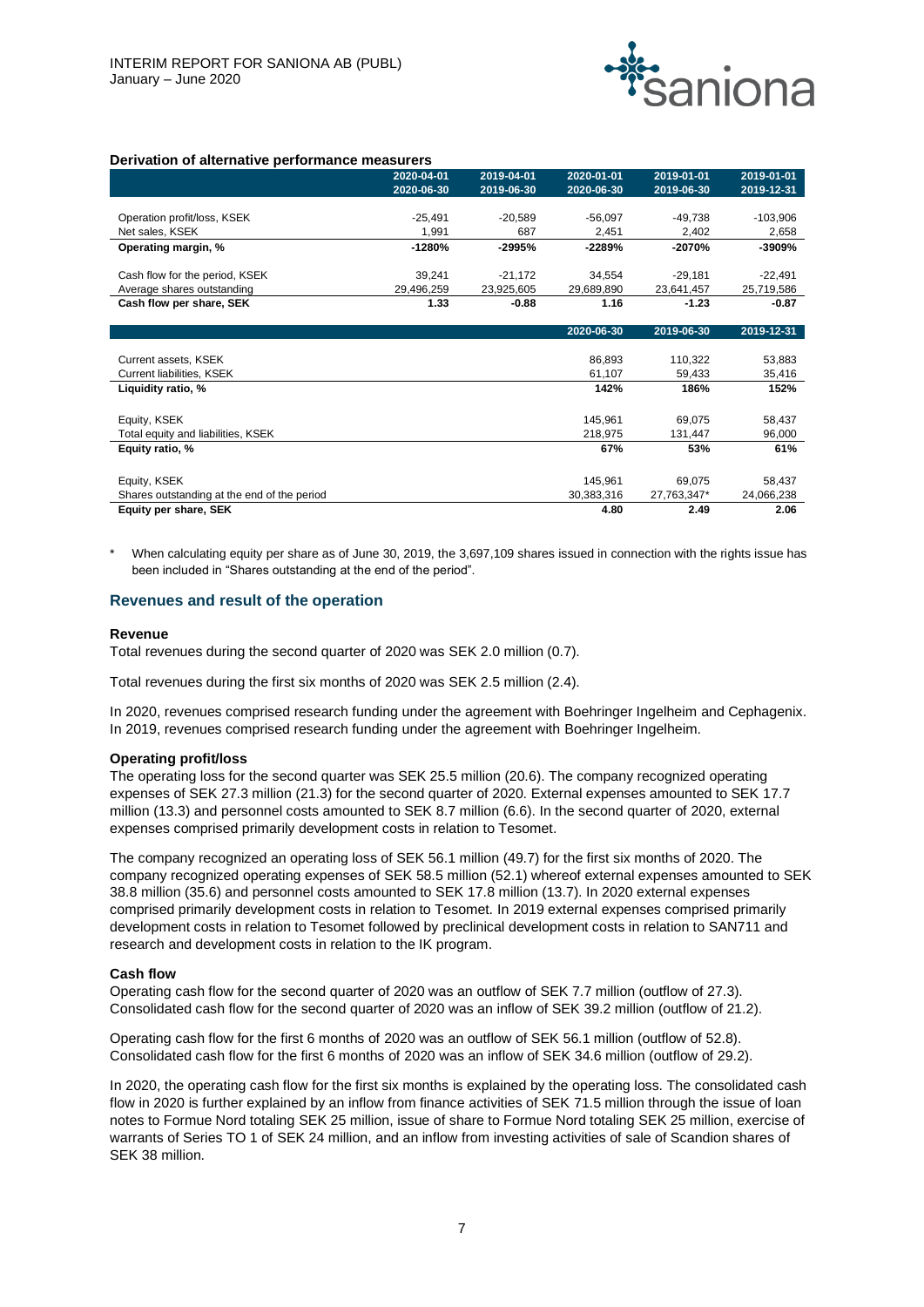**Derivation of alternative performance measurers**

| | 2020-04-01<br>2020-06-30 | 2019-04-01<br>2019-06-30 | 2020-01-01<br>2020-06-30 | 2019-01-01<br>2019-06-30 | 2019-01-01<br>2019-12-31 |
|---|---|---|---|---|---|
| Operation profit/loss, KSEK | -25,491 | -20,589 | -56,097 | -49,738 | -103,906 |
| Net sales, KSEK | 1,991 | 687 | 2,451 | 2,402 | 2,658 |
| **Operating margin, %** | **-1280%** | **-2995%** | **-2289%** | **-2070%** | **-3909%** |
| Cash flow for the period, KSEK | 39,241 | -21,172 | 34,554 | -29,181 | -22,491 |
| Average shares outstanding | 29,496,259 | 23,925,605 | 29,689,890 | 23,641,457 | 25,719,586 |
| **Cash flow per share, SEK** | **1.33** | **-0.88** | **1.16** | **-1.23** | **-0.87** |

| | 2020-06-30 | 2019-06-30 | 2019-12-31 |
|---|---|---|---|
| Current assets, KSEK | 86,893 | 110,322 | 53,883 |
| Current liabilities, KSEK | 61,107 | 59,433 | 35,416 |
| **Liquidity ratio, %** | **142%** | **186%** | **152%** |
| Equity, KSEK | 145,961 | 69,075 | 58,437 |
| Total equity and liabilities, KSEK | 218,975 | 131,447 | 96,000 |
| **Equity ratio, %** | **67%** | **53%** | **61%** |
| Equity, KSEK | 145,961 | 69,075 | 58,437 |
| Shares outstanding at the end of the period | 30,383,316 | 27,763,347* | 24,066,238 |
| **Equity per share, SEK** | **4.80** | **2.49** | **2.06** |

\* When calculating equity per share as of June 30, 2019, the 3,697,109 shares issued in connection with the rights issue has been included in "Shares outstanding at the end of the period".

## Revenues and result of the operation

**Revenue**

Total revenues during the second quarter of 2020 was SEK 2.0 million (0.7).

Total revenues during the first six months of 2020 was SEK 2.5 million (2.4).

In 2020, revenues comprised research funding under the agreement with Boehringer Ingelheim and Cephagenix. In 2019, revenues comprised research funding under the agreement with Boehringer Ingelheim.

**Operating profit/loss**

The operating loss for the second quarter was SEK 25.5 million (20.6). The company recognized operating expenses of SEK 27.3 million (21.3) for the second quarter of 2020. External expenses amounted to SEK 17.7 million (13.3) and personnel costs amounted to SEK 8.7 million (6.6). In the second quarter of 2020, external expenses comprised primarily development costs in relation to Tesomet.

The company recognized an operating loss of SEK 56.1 million (49.7) for the first six months of 2020. The company recognized operating expenses of SEK 58.5 million (52.1) whereof external expenses amounted to SEK 38.8 million (35.6) and personnel costs amounted to SEK 17.8 million (13.7). In 2020 external expenses comprised primarily development costs in relation to Tesomet. In 2019 external expenses comprised primarily development costs in relation to Tesomet followed by preclinical development costs in relation to SAN711 and research and development costs in relation to the IK program.

**Cash flow**

Operating cash flow for the second quarter of 2020 was an outflow of SEK 7.7 million (outflow of 27.3). Consolidated cash flow for the second quarter of 2020 was an inflow of SEK 39.2 million (outflow of 21.2).

Operating cash flow for the first 6 months of 2020 was an outflow of SEK 56.1 million (outflow of 52.8). Consolidated cash flow for the first 6 months of 2020 was an inflow of SEK 34.6 million (outflow of 29.2).

In 2020, the operating cash flow for the first six months is explained by the operating loss. The consolidated cash flow in 2020 is further explained by an inflow from finance activities of SEK 71.5 million through the issue of loan notes to Formue Nord totaling SEK 25 million, issue of share to Formue Nord totaling SEK 25 million, exercise of warrants of Series TO 1 of SEK 24 million, and an inflow from investing activities of sale of Scandion shares of SEK 38 million.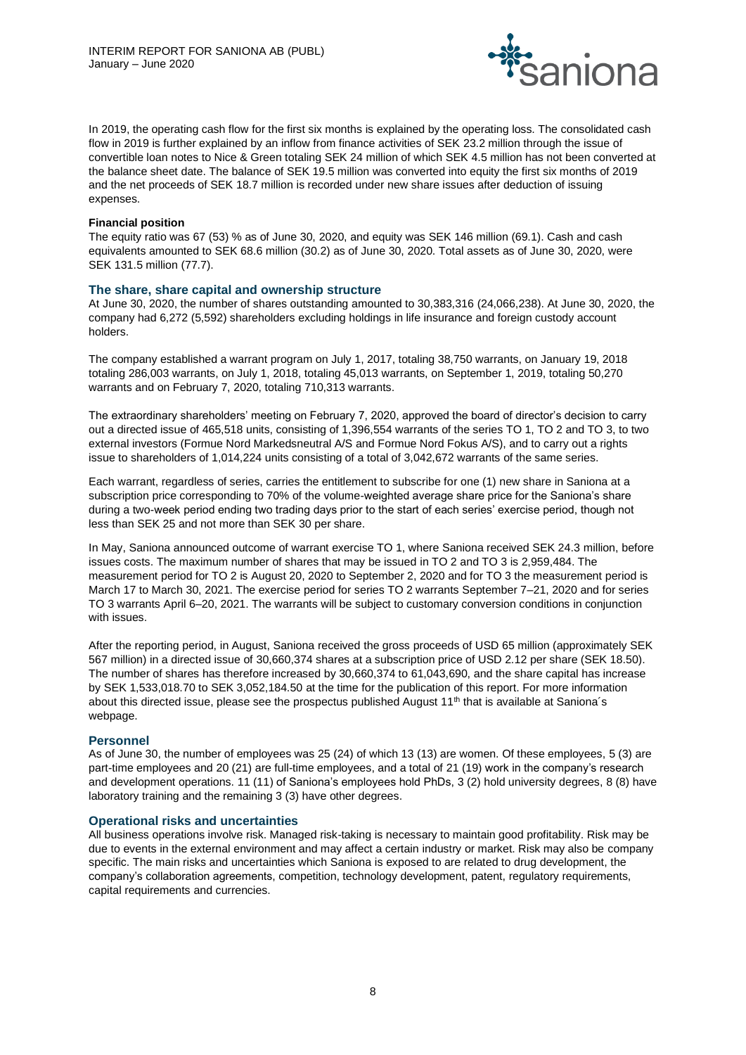In 2019, the operating cash flow for the first six months is explained by the operating loss. The consolidated cash flow in 2019 is further explained by an inflow from finance activities of SEK 23.2 million through the issue of convertible loan notes to Nice & Green totaling SEK 24 million of which SEK 4.5 million has not been converted at the balance sheet date. The balance of SEK 19.5 million was converted into equity the first six months of 2019 and the net proceeds of SEK 18.7 million is recorded under new share issues after deduction of issuing expenses.

**Financial position**

The equity ratio was 67 (53) % as of June 30, 2020, and equity was SEK 146 million (69.1). Cash and cash equivalents amounted to SEK 68.6 million (30.2) as of June 30, 2020. Total assets as of June 30, 2020, were SEK 131.5 million (77.7).

## The share, share capital and ownership structure

At June 30, 2020, the number of shares outstanding amounted to 30,383,316 (24,066,238). At June 30, 2020, the company had 6,272 (5,592) shareholders excluding holdings in life insurance and foreign custody account holders.

The company established a warrant program on July 1, 2017, totaling 38,750 warrants, on January 19, 2018 totaling 286,003 warrants, on July 1, 2018, totaling 45,013 warrants, on September 1, 2019, totaling 50,270 warrants and on February 7, 2020, totaling 710,313 warrants.

The extraordinary shareholders' meeting on February 7, 2020, approved the board of director's decision to carry out a directed issue of 465,518 units, consisting of 1,396,554 warrants of the series TO 1, TO 2 and TO 3, to two external investors (Formue Nord Markedsneutral A/S and Formue Nord Fokus A/S), and to carry out a rights issue to shareholders of 1,014,224 units consisting of a total of 3,042,672 warrants of the same series.

Each warrant, regardless of series, carries the entitlement to subscribe for one (1) new share in Saniona at a subscription price corresponding to 70% of the volume-weighted average share price for the Saniona's share during a two-week period ending two trading days prior to the start of each series' exercise period, though not less than SEK 25 and not more than SEK 30 per share.

In May, Saniona announced outcome of warrant exercise TO 1, where Saniona received SEK 24.3 million, before issues costs. The maximum number of shares that may be issued in TO 2 and TO 3 is 2,959,484. The measurement period for TO 2 is August 20, 2020 to September 2, 2020 and for TO 3 the measurement period is March 17 to March 30, 2021. The exercise period for series TO 2 warrants September 7–21, 2020 and for series TO 3 warrants April 6–20, 2021. The warrants will be subject to customary conversion conditions in conjunction with issues.

After the reporting period, in August, Saniona received the gross proceeds of USD 65 million (approximately SEK 567 million) in a directed issue of 30,660,374 shares at a subscription price of USD 2.12 per share (SEK 18.50). The number of shares has therefore increased by 30,660,374 to 61,043,690, and the share capital has increase by SEK 1,533,018.70 to SEK 3,052,184.50 at the time for the publication of this report. For more information about this directed issue, please see the prospectus published August 11th that is available at Saniona´s webpage.

## Personnel

As of June 30, the number of employees was 25 (24) of which 13 (13) are women. Of these employees, 5 (3) are part-time employees and 20 (21) are full-time employees, and a total of 21 (19) work in the company's research and development operations. 11 (11) of Saniona's employees hold PhDs, 3 (2) hold university degrees, 8 (8) have laboratory training and the remaining 3 (3) have other degrees.

## Operational risks and uncertainties

All business operations involve risk. Managed risk-taking is necessary to maintain good profitability. Risk may be due to events in the external environment and may affect a certain industry or market. Risk may also be company specific. The main risks and uncertainties which Saniona is exposed to are related to drug development, the company's collaboration agreements, competition, technology development, patent, regulatory requirements, capital requirements and currencies.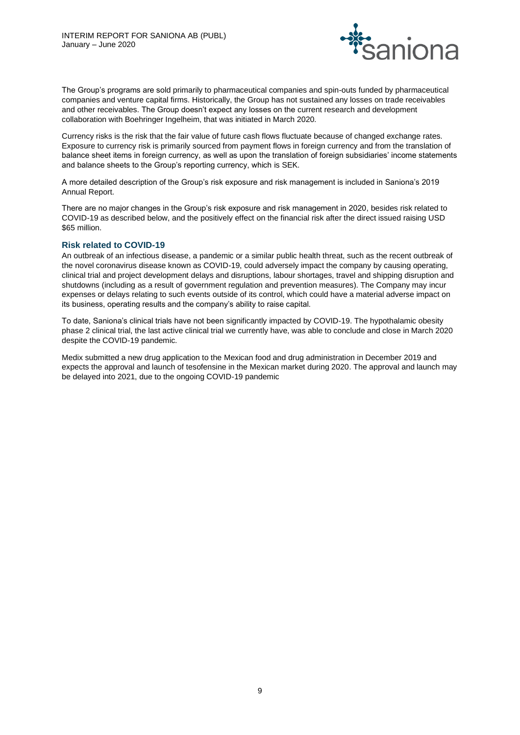The Group's programs are sold primarily to pharmaceutical companies and spin-outs funded by pharmaceutical companies and venture capital firms. Historically, the Group has not sustained any losses on trade receivables and other receivables. The Group doesn't expect any losses on the current research and development collaboration with Boehringer Ingelheim, that was initiated in March 2020.

Currency risks is the risk that the fair value of future cash flows fluctuate because of changed exchange rates. Exposure to currency risk is primarily sourced from payment flows in foreign currency and from the translation of balance sheet items in foreign currency, as well as upon the translation of foreign subsidiaries' income statements and balance sheets to the Group's reporting currency, which is SEK.

A more detailed description of the Group's risk exposure and risk management is included in Saniona's 2019 Annual Report.

There are no major changes in the Group's risk exposure and risk management in 2020, besides risk related to COVID-19 as described below, and the positively effect on the financial risk after the direct issued raising USD $65 million.

### Risk related to COVID-19

An outbreak of an infectious disease, a pandemic or a similar public health threat, such as the recent outbreak of the novel coronavirus disease known as COVID-19, could adversely impact the company by causing operating, clinical trial and project development delays and disruptions, labour shortages, travel and shipping disruption and shutdowns (including as a result of government regulation and prevention measures). The Company may incur expenses or delays relating to such events outside of its control, which could have a material adverse impact on its business, operating results and the company's ability to raise capital.

To date, Saniona's clinical trials have not been significantly impacted by COVID-19. The hypothalamic obesity phase 2 clinical trial, the last active clinical trial we currently have, was able to conclude and close in March 2020 despite the COVID-19 pandemic.

Medix submitted a new drug application to the Mexican food and drug administration in December 2019 and expects the approval and launch of tesofensine in the Mexican market during 2020. The approval and launch may be delayed into 2021, due to the ongoing COVID-19 pandemic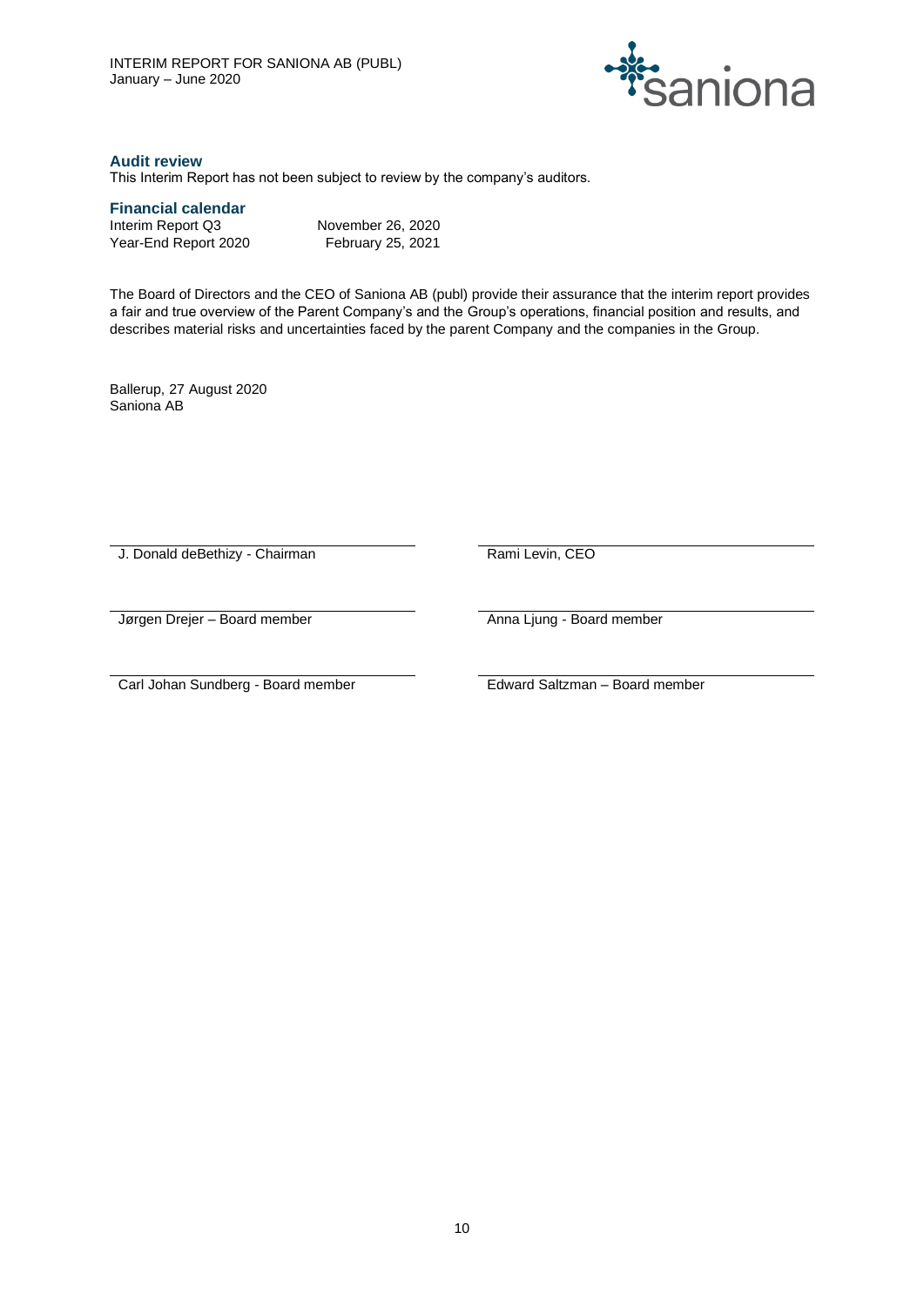## Audit review

This Interim Report has not been subject to review by the company's auditors.

## Financial calendar

| | |
|---|---|
| Interim Report Q3 | November 26, 2020 |
| Year-End Report 2020 | February 25, 2021 |

The Board of Directors and the CEO of Saniona AB (publ) provide their assurance that the interim report provides a fair and true overview of the Parent Company's and the Group's operations, financial position and results, and describes material risks and uncertainties faced by the parent Company and the companies in the Group.

Ballerup, 27 August 2020
Saniona AB

| | |
|---|---|
| J. Donald deBethizy - Chairman | Rami Levin, CEO |
| Jørgen Drejer – Board member | Anna Ljung - Board member |
| Carl Johan Sundberg - Board member | Edward Saltzman – Board member |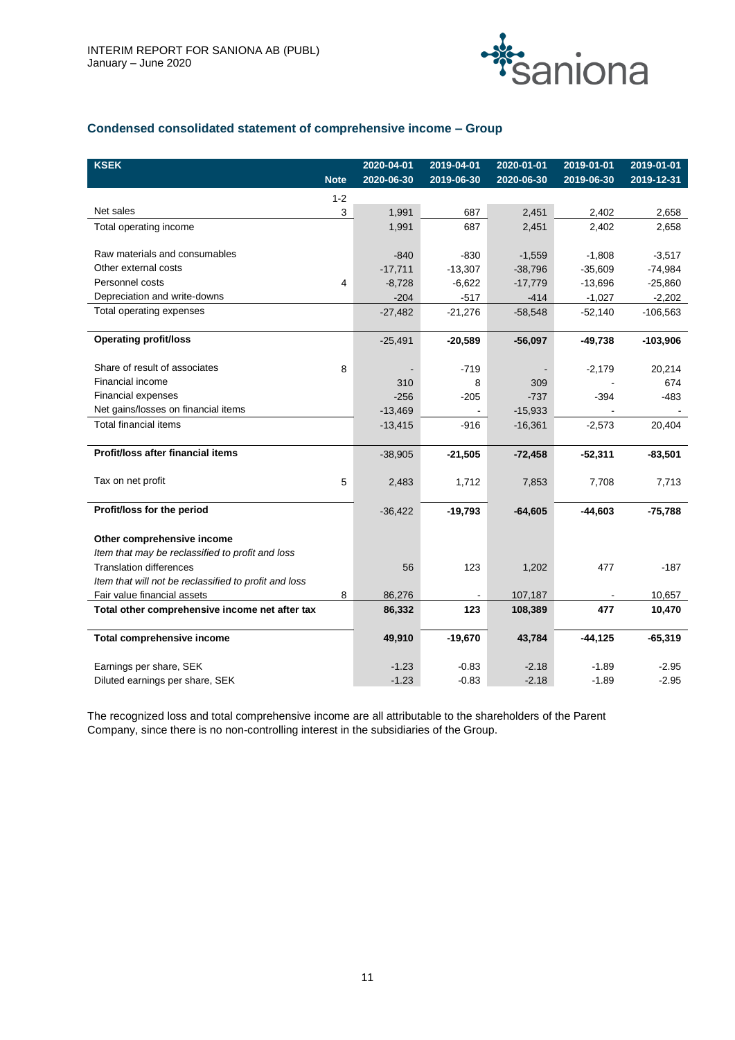## Condensed consolidated statement of comprehensive income – Group

| KSEK | Note | 2020-04-01 2020-06-30 | 2019-04-01 2019-06-30 | 2020-01-01 2020-06-30 | 2019-01-01 2019-06-30 | 2019-01-01 2019-12-31 |
|---|---|---|---|---|---|---|
| | 1-2 | | | | | |
| Net sales | 3 | 1,991 | 687 | 2,451 | 2,402 | 2,658 |
| Total operating income | | 1,991 | 687 | 2,451 | 2,402 | 2,658 |
| | | | | | | |
| Raw materials and consumables | | -840 | -830 | -1,559 | -1,808 | -3,517 |
| Other external costs | | -17,711 | -13,307 | -38,796 | -35,609 | -74,984 |
| Personnel costs | 4 | -8,728 | -6,622 | -17,779 | -13,696 | -25,860 |
| Depreciation and write-downs | | -204 | -517 | -414 | -1,027 | -2,202 |
| Total operating expenses | | -27,482 | -21,276 | -58,548 | -52,140 | -106,563 |
| | | | | | | |
| **Operating profit/loss** | | -25,491 | **-20,589** | **-56,097** | **-49,738** | **-103,906** |
| | | | | | | |
| Share of result of associates | 8 | - | -719 | - | -2,179 | 20,214 |
| Financial income | | 310 | 8 | 309 | - | 674 |
| Financial expenses | | -256 | -205 | -737 | -394 | -483 |
| Net gains/losses on financial items | | -13,469 | - | -15,933 | - | - |
| Total financial items | | -13,415 | -916 | -16,361 | -2,573 | 20,404 |
| | | | | | | |
| **Profit/loss after financial items** | | -38,905 | **-21,505** | **-72,458** | **-52,311** | **-83,501** |
| | | | | | | |
| Tax on net profit | 5 | 2,483 | 1,712 | 7,853 | 7,708 | 7,713 |
| | | | | | | |
| **Profit/loss for the period** | | -36,422 | **-19,793** | **-64,605** | **-44,603** | **-75,788** |
| | | | | | | |
| **Other comprehensive income** | | | | | | |
| *Item that may be reclassified to profit and loss* | | | | | | |
| Translation differences | | 56 | 123 | 1,202 | 477 | -187 |
| *Item that will not be reclassified to profit and loss* | | | | | | |
| Fair value financial assets | 8 | 86,276 | - | 107,187 | - | 10,657 |
| **Total other comprehensive income net after tax** | | **86,332** | **123** | **108,389** | **477** | **10,470** |
| | | | | | | |
| **Total comprehensive income** | | **49,910** | **-19,670** | **43,784** | **-44,125** | **-65,319** |
| | | | | | | |
| Earnings per share, SEK | | -1.23 | -0.83 | -2.18 | -1.89 | -2.95 |
| Diluted earnings per share, SEK | | -1.23 | -0.83 | -2.18 | -1.89 | -2.95 |

The recognized loss and total comprehensive income are all attributable to the shareholders of the Parent Company, since there is no non-controlling interest in the subsidiaries of the Group.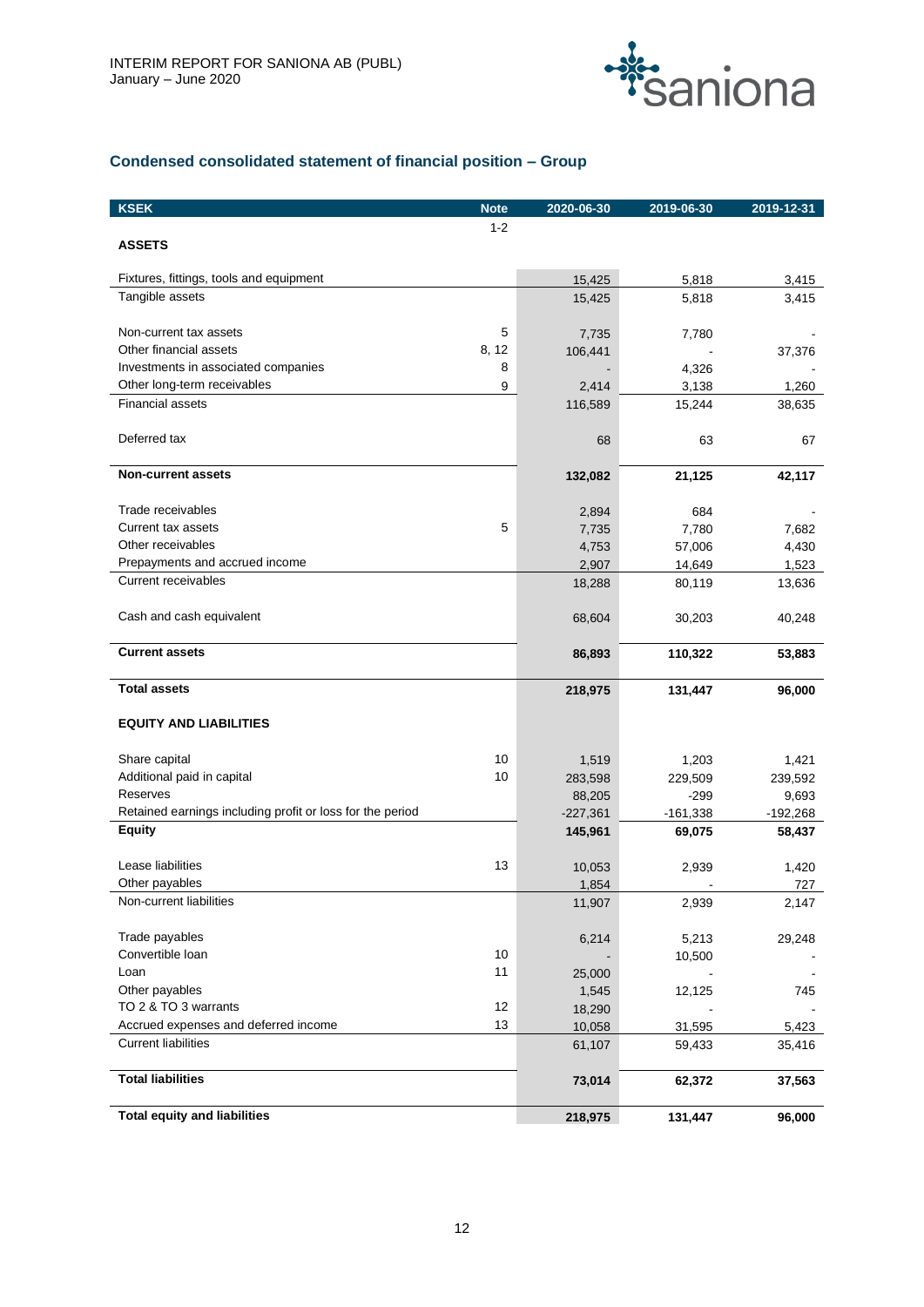## Condensed consolidated statement of financial position – Group

| KSEK | Note | 2020-06-30 | 2019-06-30 | 2019-12-31 |
|---|---|---|---|---|
| | 1-2 | | | |
| **ASSETS** | | | | |
| Fixtures, fittings, tools and equipment | | 15,425 | 5,818 | 3,415 |
| Tangible assets | | 15,425 | 5,818 | 3,415 |
| Non-current tax assets | 5 | 7,735 | 7,780 | - |
| Other financial assets | 8, 12 | 106,441 | - | 37,376 |
| Investments in associated companies | 8 | - | 4,326 | - |
| Other long-term receivables | 9 | 2,414 | 3,138 | 1,260 |
| Financial assets | | 116,589 | 15,244 | 38,635 |
| Deferred tax | | 68 | 63 | 67 |
| **Non-current assets** | | **132,082** | **21,125** | **42,117** |
| Trade receivables | | 2,894 | 684 | - |
| Current tax assets | 5 | 7,735 | 7,780 | 7,682 |
| Other receivables | | 4,753 | 57,006 | 4,430 |
| Prepayments and accrued income | | 2,907 | 14,649 | 1,523 |
| Current receivables | | 18,288 | 80,119 | 13,636 |
| Cash and cash equivalent | | 68,604 | 30,203 | 40,248 |
| **Current assets** | | **86,893** | **110,322** | **53,883** |
| **Total assets** | | **218,975** | **131,447** | **96,000** |
| **EQUITY AND LIABILITIES** | | | | |
| Share capital | 10 | 1,519 | 1,203 | 1,421 |
| Additional paid in capital | 10 | 283,598 | 229,509 | 239,592 |
| Reserves | | 88,205 | -299 | 9,693 |
| Retained earnings including profit or loss for the period | | -227,361 | -161,338 | -192,268 |
| **Equity** | | **145,961** | **69,075** | **58,437** |
| Lease liabilities | 13 | 10,053 | 2,939 | 1,420 |
| Other payables | | 1,854 | - | 727 |
| Non-current liabilities | | 11,907 | 2,939 | 2,147 |
| Trade payables | | 6,214 | 5,213 | 29,248 |
| Convertible loan | 10 | - | 10,500 | - |
| Loan | 11 | 25,000 | - | - |
| Other payables | | 1,545 | 12,125 | 745 |
| TO 2 & TO 3 warrants | 12 | 18,290 | - | - |
| Accrued expenses and deferred income | 13 | 10,058 | 31,595 | 5,423 |
| Current liabilities | | 61,107 | 59,433 | 35,416 |
| **Total liabilities** | | **73,014** | **62,372** | **37,563** |
| **Total equity and liabilities** | | **218,975** | **131,447** | **96,000** |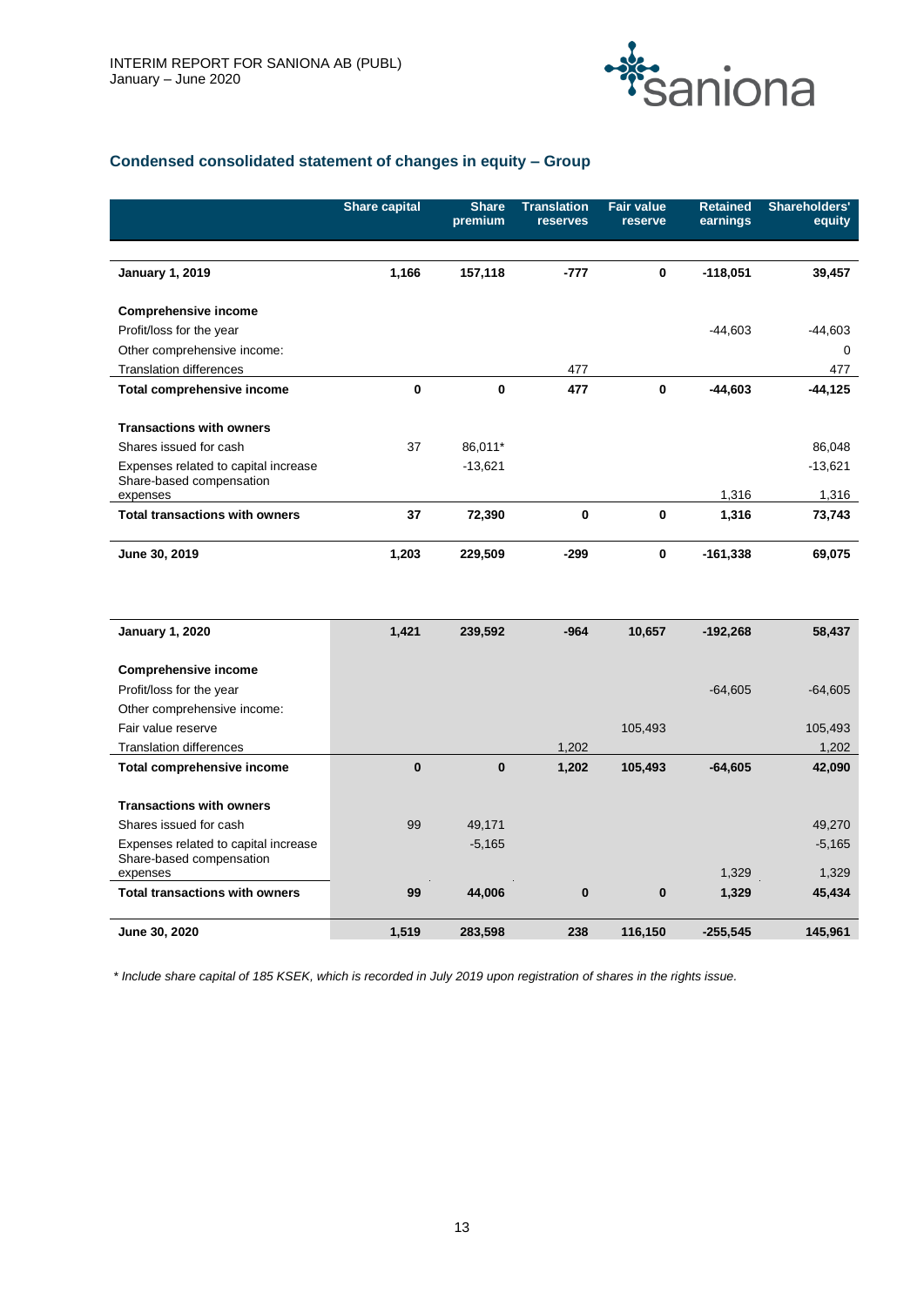## Condensed consolidated statement of changes in equity – Group

| | Share capital | Share premium | Translation reserves | Fair value reserve | Retained earnings | Shareholders' equity |
|---|---|---|---|---|---|---|
| **January 1, 2019** | **1,166** | **157,118** | **-777** | **0** | **-118,051** | **39,457** |
| **Comprehensive income** | | | | | | |
| Profit/loss for the year | | | | | -44,603 | -44,603 |
| Other comprehensive income: | | | | | | 0 |
| Translation differences | | | 477 | | | 477 |
| **Total comprehensive income** | **0** | **0** | **477** | **0** | **-44,603** | **-44,125** |
| **Transactions with owners** | | | | | | |
| Shares issued for cash | 37 | 86,011* | | | | 86,048 |
| Expenses related to capital increase | | -13,621 | | | | -13,621 |
| Share-based compensation expenses | | | | | 1,316 | 1,316 |
| **Total transactions with owners** | **37** | **72,390** | **0** | **0** | **1,316** | **73,743** |
| **June 30, 2019** | **1,203** | **229,509** | **-299** | **0** | **-161,338** | **69,075** |
| | | | | | | |
| **January 1, 2020** | **1,421** | **239,592** | **-964** | **10,657** | **-192,268** | **58,437** |
| **Comprehensive income** | | | | | | |
| Profit/loss for the year | | | | | -64,605 | -64,605 |
| Other comprehensive income: | | | | | | |
| Fair value reserve | | | | 105,493 | | 105,493 |
| Translation differences | | | 1,202 | | | 1,202 |
| **Total comprehensive income** | **0** | **0** | **1,202** | **105,493** | **-64,605** | **42,090** |
| **Transactions with owners** | | | | | | |
| Shares issued for cash | 99 | 49,171 | | | | 49,270 |
| Expenses related to capital increase | | -5,165 | | | | -5,165 |
| Share-based compensation expenses | | | | | 1,329 | 1,329 |
| **Total transactions with owners** | **99** | **44,006** | **0** | **0** | **1,329** | **45,434** |
| **June 30, 2020** | **1,519** | **283,598** | **238** | **116,150** | **-255,545** | **145,961** |

*\* Include share capital of 185 KSEK, which is recorded in July 2019 upon registration of shares in the rights issue.*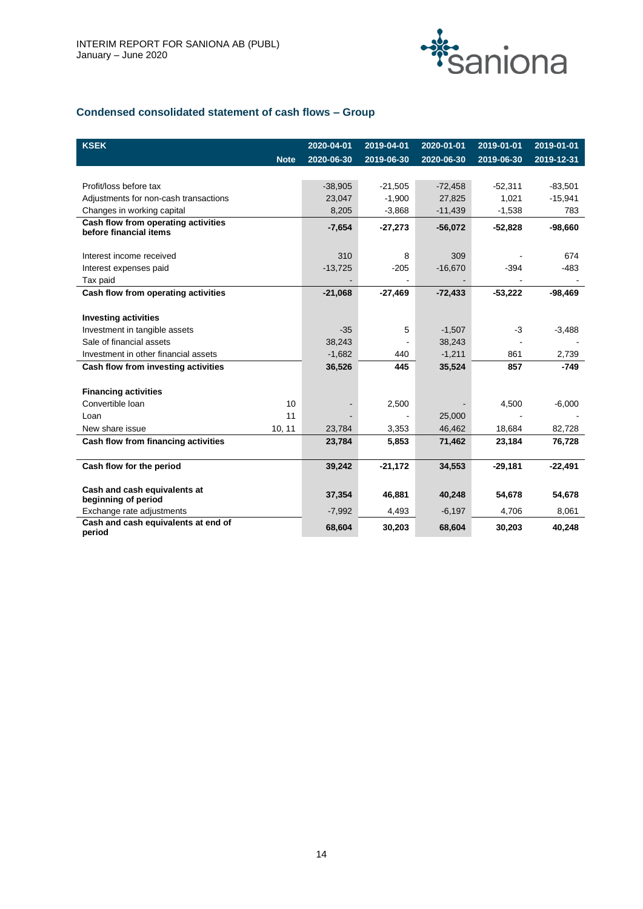## Condensed consolidated statement of cash flows – Group

| KSEK | Note | 2020-04-01<br>2020-06-30 | 2019-04-01<br>2019-06-30 | 2020-01-01<br>2020-06-30 | 2019-01-01<br>2019-06-30 | 2019-01-01<br>2019-12-31 |
|---|---|---|---|---|---|---|
| Profit/loss before tax | | -38,905 | -21,505 | -72,458 | -52,311 | -83,501 |
| Adjustments for non-cash transactions | | 23,047 | -1,900 | 27,825 | 1,021 | -15,941 |
| Changes in working capital | | 8,205 | -3,868 | -11,439 | -1,538 | 783 |
| **Cash flow from operating activities before financial items** | | **-7,654** | **-27,273** | **-56,072** | **-52,828** | **-98,660** |
| Interest income received | | 310 | 8 | 309 | - | 674 |
| Interest expenses paid | | -13,725 | -205 | -16,670 | -394 | -483 |
| Tax paid | | - | - | - | - | - |
| **Cash flow from operating activities** | | **-21,068** | **-27,469** | **-72,433** | **-53,222** | **-98,469** |
| **Investing activities** | | | | | | |
| Investment in tangible assets | | -35 | 5 | -1,507 | -3 | -3,488 |
| Sale of financial assets | | 38,243 | - | 38,243 | - | - |
| Investment in other financial assets | | -1,682 | 440 | -1,211 | 861 | 2,739 |
| **Cash flow from investing activities** | | **36,526** | **445** | **35,524** | **857** | **-749** |
| **Financing activities** | | | | | | |
| Convertible loan | 10 | - | 2,500 | - | 4,500 | -6,000 |
| Loan | 11 | - | - | 25,000 | - | - |
| New share issue | 10, 11 | 23,784 | 3,353 | 46,462 | 18,684 | 82,728 |
| **Cash flow from financing activities** | | **23,784** | **5,853** | **71,462** | **23,184** | **76,728** |
| **Cash flow for the period** | | **39,242** | **-21,172** | **34,553** | **-29,181** | **-22,491** |
| **Cash and cash equivalents at beginning of period** | | **37,354** | **46,881** | **40,248** | **54,678** | **54,678** |
| Exchange rate adjustments | | -7,992 | 4,493 | -6,197 | 4,706 | 8,061 |
| **Cash and cash equivalents at end of period** | | **68,604** | **30,203** | **68,604** | **30,203** | **40,248** |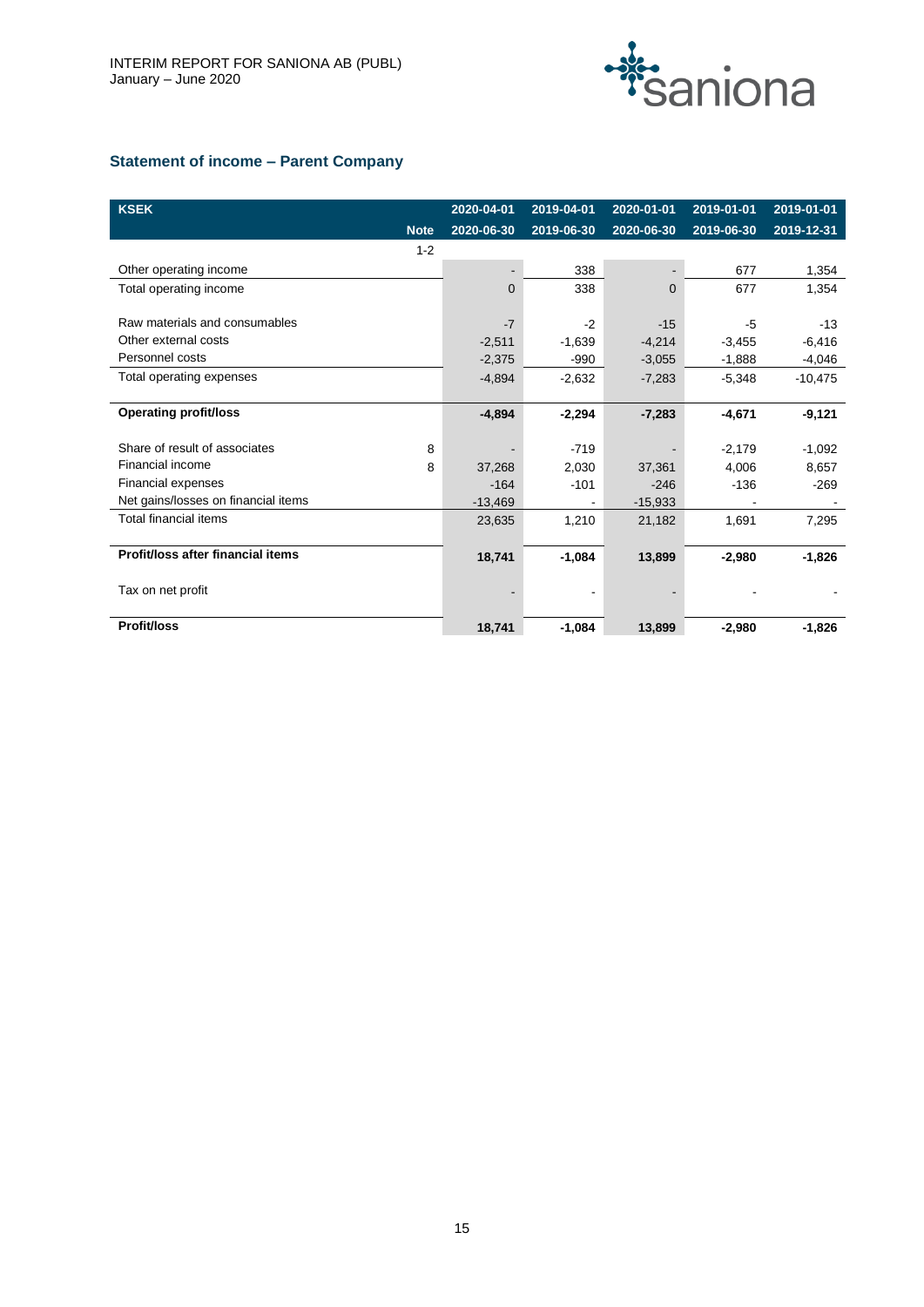## Statement of income – Parent Company

| KSEK | Note | 2020-04-01<br>2020-06-30 | 2019-04-01<br>2019-06-30 | 2020-01-01<br>2020-06-30 | 2019-01-01<br>2019-06-30 | 2019-01-01<br>2019-12-31 |
|---|---|---|---|---|---|---|
| | 1-2 | | | | | |
| Other operating income | | - | 338 | - | 677 | 1,354 |
| Total operating income | | 0 | 338 | 0 | 677 | 1,354 |
| | | | | | | |
| Raw materials and consumables | | -7 | -2 | -15 | -5 | -13 |
| Other external costs | | -2,511 | -1,639 | -4,214 | -3,455 | -6,416 |
| Personnel costs | | -2,375 | -990 | -3,055 | -1,888 | -4,046 |
| Total operating expenses | | -4,894 | -2,632 | -7,283 | -5,348 | -10,475 |
| | | | | | | |
| **Operating profit/loss** | | **-4,894** | **-2,294** | **-7,283** | **-4,671** | **-9,121** |
| | | | | | | |
| Share of result of associates | 8 | - | -719 | - | -2,179 | -1,092 |
| Financial income | 8 | 37,268 | 2,030 | 37,361 | 4,006 | 8,657 |
| Financial expenses | | -164 | -101 | -246 | -136 | -269 |
| Net gains/losses on financial items | | -13,469 | - | -15,933 | - | - |
| Total financial items | | 23,635 | 1,210 | 21,182 | 1,691 | 7,295 |
| | | | | | | |
| **Profit/loss after financial items** | | **18,741** | **-1,084** | **13,899** | **-2,980** | **-1,826** |
| | | | | | | |
| Tax on net profit | | - | - | - | - | - |
| | | | | | | |
| **Profit/loss** | | **18,741** | **-1,084** | **13,899** | **-2,980** | **-1,826** |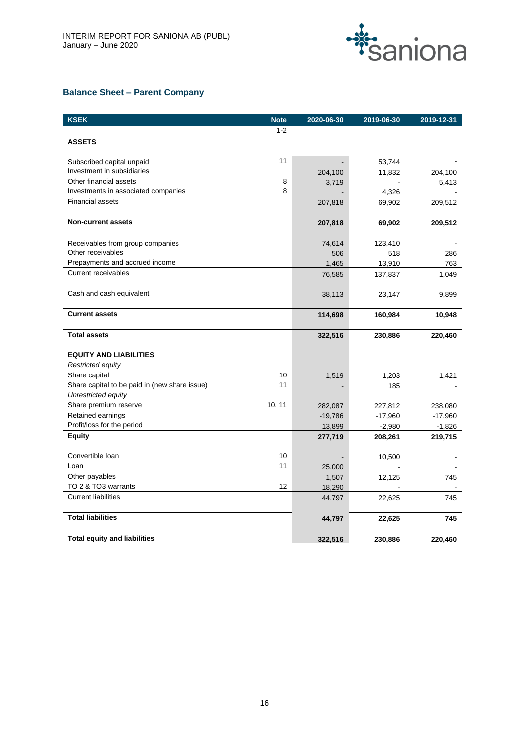## Balance Sheet – Parent Company

| KSEK | Note | 2020-06-30 | 2019-06-30 | 2019-12-31 |
|---|---|---|---|---|
| | 1-2 | | | |
| **ASSETS** | | | | |
| Subscribed capital unpaid | 11 | - | 53,744 | - |
| Investment in subsidiaries | | 204,100 | 11,832 | 204,100 |
| Other financial assets | 8 | 3,719 | - | 5,413 |
| Investments in associated companies | 8 | - | 4,326 | - |
| Financial assets | | 207,818 | 69,902 | 209,512 |
| **Non-current assets** | | **207,818** | **69,902** | **209,512** |
| Receivables from group companies | | 74,614 | 123,410 | - |
| Other receivables | | 506 | 518 | 286 |
| Prepayments and accrued income | | 1,465 | 13,910 | 763 |
| Current receivables | | 76,585 | 137,837 | 1,049 |
| Cash and cash equivalent | | 38,113 | 23,147 | 9,899 |
| **Current assets** | | **114,698** | **160,984** | **10,948** |
| **Total assets** | | **322,516** | **230,886** | **220,460** |
| **EQUITY AND LIABILITIES** | | | | |
| *Restricted equity* | | | | |
| Share capital | 10 | 1,519 | 1,203 | 1,421 |
| Share capital to be paid in (new share issue) | 11 | - | 185 | - |
| *Unrestricted equity* | | | | |
| Share premium reserve | 10, 11 | 282,087 | 227,812 | 238,080 |
| Retained earnings | | -19,786 | -17,960 | -17,960 |
| Profit/loss for the period | | 13,899 | -2,980 | -1,826 |
| **Equity** | | **277,719** | **208,261** | **219,715** |
| Convertible loan | 10 | - | 10,500 | - |
| Loan | 11 | 25,000 | - | - |
| Other payables | | 1,507 | 12,125 | 745 |
| TO 2 & TO3 warrants | 12 | 18,290 | - | - |
| Current liabilities | | 44,797 | 22,625 | 745 |
| **Total liabilities** | | **44,797** | **22,625** | **745** |
| **Total equity and liabilities** | | **322,516** | **230,886** | **220,460** |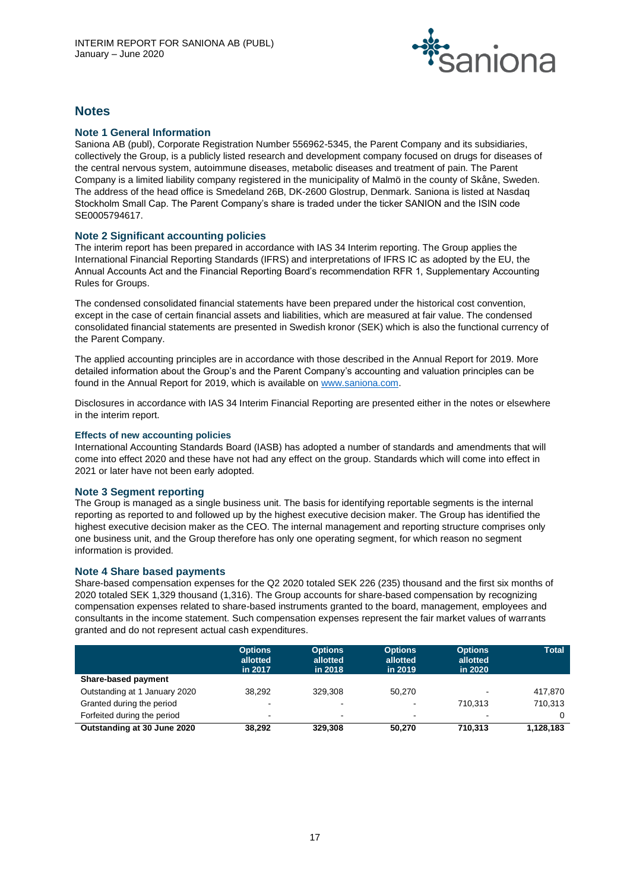# Notes

## Note 1 General Information

Saniona AB (publ), Corporate Registration Number 556962-5345, the Parent Company and its subsidiaries, collectively the Group, is a publicly listed research and development company focused on drugs for diseases of the central nervous system, autoimmune diseases, metabolic diseases and treatment of pain. The Parent Company is a limited liability company registered in the municipality of Malmö in the county of Skåne, Sweden. The address of the head office is Smedeland 26B, DK-2600 Glostrup, Denmark. Saniona is listed at Nasdaq Stockholm Small Cap. The Parent Company's share is traded under the ticker SANION and the ISIN code SE0005794617.

## Note 2 Significant accounting policies

The interim report has been prepared in accordance with IAS 34 Interim reporting. The Group applies the International Financial Reporting Standards (IFRS) and interpretations of IFRS IC as adopted by the EU, the Annual Accounts Act and the Financial Reporting Board's recommendation RFR 1, Supplementary Accounting Rules for Groups.

The condensed consolidated financial statements have been prepared under the historical cost convention, except in the case of certain financial assets and liabilities, which are measured at fair value. The condensed consolidated financial statements are presented in Swedish kronor (SEK) which is also the functional currency of the Parent Company.

The applied accounting principles are in accordance with those described in the Annual Report for 2019. More detailed information about the Group's and the Parent Company's accounting and valuation principles can be found in the Annual Report for 2019, which is available on [www.saniona.com](http://www.saniona.com).

Disclosures in accordance with IAS 34 Interim Financial Reporting are presented either in the notes or elsewhere in the interim report.

### Effects of new accounting policies

International Accounting Standards Board (IASB) has adopted a number of standards and amendments that will come into effect 2020 and these have not had any effect on the group. Standards which will come into effect in 2021 or later have not been early adopted.

## Note 3 Segment reporting

The Group is managed as a single business unit. The basis for identifying reportable segments is the internal reporting as reported to and followed up by the highest executive decision maker. The Group has identified the highest executive decision maker as the CEO. The internal management and reporting structure comprises only one business unit, and the Group therefore has only one operating segment, for which reason no segment information is provided.

## Note 4 Share based payments

Share-based compensation expenses for the Q2 2020 totaled SEK 226 (235) thousand and the first six months of 2020 totaled SEK 1,329 thousand (1,316). The Group accounts for share-based compensation by recognizing compensation expenses related to share-based instruments granted to the board, management, employees and consultants in the income statement. Such compensation expenses represent the fair market values of warrants granted and do not represent actual cash expenditures.

| | Options allotted in 2017 | Options allotted in 2018 | Options allotted in 2019 | Options allotted in 2020 | Total |
|---|---|---|---|---|---|
| **Share-based payment** | | | | | |
| Outstanding at 1 January 2020 | 38,292 | 329,308 | 50,270 | - | 417,870 |
| Granted during the period | - | - | - | 710,313 | 710,313 |
| Forfeited during the period | - | - | - | - | 0 |
| **Outstanding at 30 June 2020** | **38,292** | **329,308** | **50,270** | **710,313** | **1,128,183** |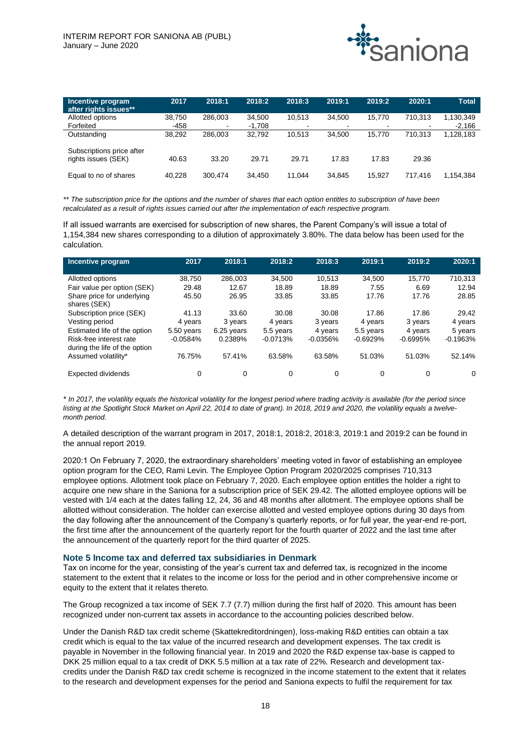| Incentive program after rights issues** | 2017 | 2018:1 | 2018:2 | 2018:3 | 2019:1 | 2019:2 | 2020:1 | Total |
|---|---|---|---|---|---|---|---|---|
| Allotted options | 38,750 | 286,003 | 34,500 | 10,513 | 34,500 | 15,770 | 710,313 | 1,130,349 |
| Forfeited | -458 | - | -1,708 | - | - | - | - | -2,166 |
| Outstanding | 38,292 | 286,003 | 32,792 | 10,513 | 34,500 | 15,770 | 710,313 | 1,128,183 |
| Subscriptions price after rights issues (SEK) | 40.63 | 33.20 | 29.71 | 29.71 | 17.83 | 17.83 | 29.36 | |
| Equal to no of shares | 40,228 | 300,474 | 34,450 | 11,044 | 34,845 | 15,927 | 717,416 | 1,154,384 |

*** The subscription price for the options and the number of shares that each option entitles to subscription of have been recalculated as a result of rights issues carried out after the implementation of each respective program.*

If all issued warrants are exercised for subscription of new shares, the Parent Company's will issue a total of 1,154,384 new shares corresponding to a dilution of approximately 3.80%. The data below has been used for the calculation.

| Incentive program | 2017 | 2018:1 | 2018:2 | 2018:3 | 2019:1 | 2019:2 | 2020:1 |
|---|---|---|---|---|---|---|---|
| Allotted options | 38,750 | 286,003 | 34,500 | 10,513 | 34,500 | 15,770 | 710,313 |
| Fair value per option (SEK) | 29.48 | 12.67 | 18.89 | 18.89 | 7.55 | 6.69 | 12.94 |
| Share price for underlying shares (SEK) | 45.50 | 26.95 | 33.85 | 33.85 | 17.76 | 17.76 | 28.85 |
| Subscription price (SEK) | 41.13 | 33.60 | 30.08 | 30.08 | 17.86 | 17.86 | 29,42 |
| Vesting period | 4 years | 3 years | 4 years | 3 years | 4 years | 3 years | 4 years |
| Estimated life of the option | 5.50 years | 6.25 years | 5.5 years | 4 years | 5.5 years | 4 years | 5 years |
| Risk-free interest rate during the life of the option | -0.0584% | 0.2389% | -0.0713% | -0.0356% | -0.6929% | -0.6995% | -0.1963% |
| Assumed volatility* | 76.75% | 57.41% | 63.58% | 63.58% | 51.03% | 51.03% | 52.14% |
| Expected dividends | 0 | 0 | 0 | 0 | 0 | 0 | 0 |

** In 2017, the volatility equals the historical volatility for the longest period where trading activity is available (for the period since listing at the Spotlight Stock Market on April 22, 2014 to date of grant). In 2018, 2019 and 2020, the volatility equals a twelve-month period.*

A detailed description of the warrant program in 2017, 2018:1, 2018:2, 2018:3, 2019:1 and 2019:2 can be found in the annual report 2019.

2020:1 On February 7, 2020, the extraordinary shareholders' meeting voted in favor of establishing an employee option program for the CEO, Rami Levin. The Employee Option Program 2020/2025 comprises 710,313 employee options. Allotment took place on February 7, 2020. Each employee option entitles the holder a right to acquire one new share in the Saniona for a subscription price of SEK 29.42. The allotted employee options will be vested with 1/4 each at the dates falling 12, 24, 36 and 48 months after allotment. The employee options shall be allotted without consideration. The holder can exercise allotted and vested employee options during 30 days from the day following after the announcement of the Company's quarterly reports, or for full year, the year-end re-port, the first time after the announcement of the quarterly report for the fourth quarter of 2022 and the last time after the announcement of the quarterly report for the third quarter of 2025.

### Note 5 Income tax and deferred tax subsidiaries in Denmark

Tax on income for the year, consisting of the year's current tax and deferred tax, is recognized in the income statement to the extent that it relates to the income or loss for the period and in other comprehensive income or equity to the extent that it relates thereto.

The Group recognized a tax income of SEK 7.7 (7.7) million during the first half of 2020. This amount has been recognized under non-current tax assets in accordance to the accounting policies described below.

Under the Danish R&D tax credit scheme (Skattekreditordningen), loss-making R&D entities can obtain a tax credit which is equal to the tax value of the incurred research and development expenses. The tax credit is payable in November in the following financial year. In 2019 and 2020 the R&D expense tax-base is capped to DKK 25 million equal to a tax credit of DKK 5.5 million at a tax rate of 22%. Research and development tax-credits under the Danish R&D tax credit scheme is recognized in the income statement to the extent that it relates to the research and development expenses for the period and Saniona expects to fulfil the requirement for tax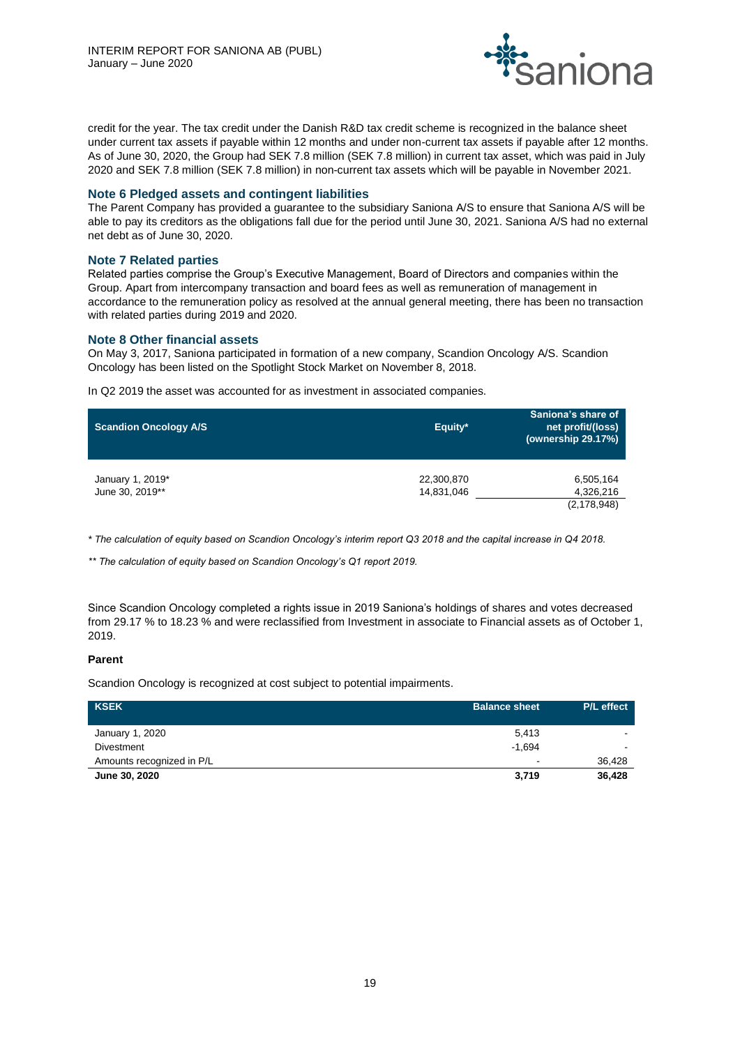credit for the year. The tax credit under the Danish R&D tax credit scheme is recognized in the balance sheet under current tax assets if payable within 12 months and under non-current tax assets if payable after 12 months. As of June 30, 2020, the Group had SEK 7.8 million (SEK 7.8 million) in current tax asset, which was paid in July 2020 and SEK 7.8 million (SEK 7.8 million) in non-current tax assets which will be payable in November 2021.

## Note 6 Pledged assets and contingent liabilities

The Parent Company has provided a guarantee to the subsidiary Saniona A/S to ensure that Saniona A/S will be able to pay its creditors as the obligations fall due for the period until June 30, 2021. Saniona A/S had no external net debt as of June 30, 2020.

## Note 7 Related parties

Related parties comprise the Group's Executive Management, Board of Directors and companies within the Group. Apart from intercompany transaction and board fees as well as remuneration of management in accordance to the remuneration policy as resolved at the annual general meeting, there has been no transaction with related parties during 2019 and 2020.

## Note 8 Other financial assets

On May 3, 2017, Saniona participated in formation of a new company, Scandion Oncology A/S. Scandion Oncology has been listed on the Spotlight Stock Market on November 8, 2018.

In Q2 2019 the asset was accounted for as investment in associated companies.

| Scandion Oncology A/S | Equity* | Saniona's share of net profit/(loss) (ownership 29.17%) |
|---|---|---|
| January 1, 2019* | 22,300,870 | 6,505,164 |
| June 30, 2019** | 14,831,046 | 4,326,216 |
| | | (2,178,948) |

*\* The calculation of equity based on Scandion Oncology's interim report Q3 2018 and the capital increase in Q4 2018.*

*\*\* The calculation of equity based on Scandion Oncology's Q1 report 2019.*

Since Scandion Oncology completed a rights issue in 2019 Saniona's holdings of shares and votes decreased from 29.17 % to 18.23 % and were reclassified from Investment in associate to Financial assets as of October 1, 2019.

**Parent**

Scandion Oncology is recognized at cost subject to potential impairments.

| KSEK | Balance sheet | P/L effect |
|---|---|---|
| January 1, 2020 | 5,413 | - |
| Divestment | -1,694 | - |
| Amounts recognized in P/L | - | 36,428 |
| **June 30, 2020** | **3,719** | **36,428** |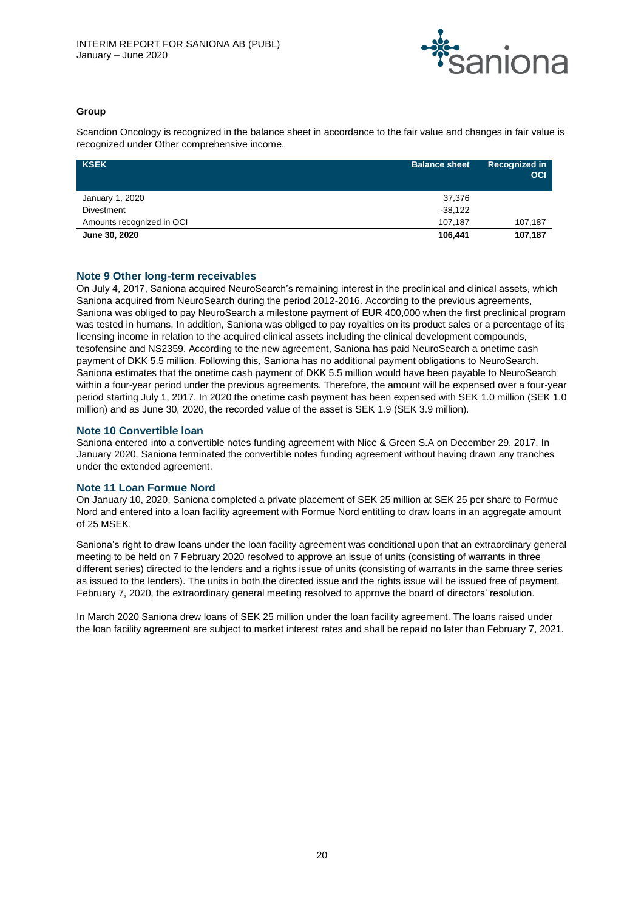**Group**

Scandion Oncology is recognized in the balance sheet in accordance to the fair value and changes in fair value is recognized under Other comprehensive income.

| KSEK | Balance sheet | Recognized in OCI |
|---|---|---|
| January 1, 2020 | 37,376 | |
| Divestment | -38,122 | |
| Amounts recognized in OCI | 107,187 | 107,187 |
| **June 30, 2020** | **106,441** | **107,187** |

## Note 9 Other long-term receivables

On July 4, 2017, Saniona acquired NeuroSearch's remaining interest in the preclinical and clinical assets, which Saniona acquired from NeuroSearch during the period 2012-2016. According to the previous agreements, Saniona was obliged to pay NeuroSearch a milestone payment of EUR 400,000 when the first preclinical program was tested in humans. In addition, Saniona was obliged to pay royalties on its product sales or a percentage of its licensing income in relation to the acquired clinical assets including the clinical development compounds, tesofensine and NS2359. According to the new agreement, Saniona has paid NeuroSearch a onetime cash payment of DKK 5.5 million. Following this, Saniona has no additional payment obligations to NeuroSearch. Saniona estimates that the onetime cash payment of DKK 5.5 million would have been payable to NeuroSearch within a four-year period under the previous agreements. Therefore, the amount will be expensed over a four-year period starting July 1, 2017. In 2020 the onetime cash payment has been expensed with SEK 1.0 million (SEK 1.0 million) and as June 30, 2020, the recorded value of the asset is SEK 1.9 (SEK 3.9 million).

## Note 10 Convertible loan

Saniona entered into a convertible notes funding agreement with Nice & Green S.A on December 29, 2017. In January 2020, Saniona terminated the convertible notes funding agreement without having drawn any tranches under the extended agreement.

## Note 11 Loan Formue Nord

On January 10, 2020, Saniona completed a private placement of SEK 25 million at SEK 25 per share to Formue Nord and entered into a loan facility agreement with Formue Nord entitling to draw loans in an aggregate amount of 25 MSEK.

Saniona's right to draw loans under the loan facility agreement was conditional upon that an extraordinary general meeting to be held on 7 February 2020 resolved to approve an issue of units (consisting of warrants in three different series) directed to the lenders and a rights issue of units (consisting of warrants in the same three series as issued to the lenders). The units in both the directed issue and the rights issue will be issued free of payment. February 7, 2020, the extraordinary general meeting resolved to approve the board of directors' resolution.

In March 2020 Saniona drew loans of SEK 25 million under the loan facility agreement. The loans raised under the loan facility agreement are subject to market interest rates and shall be repaid no later than February 7, 2021.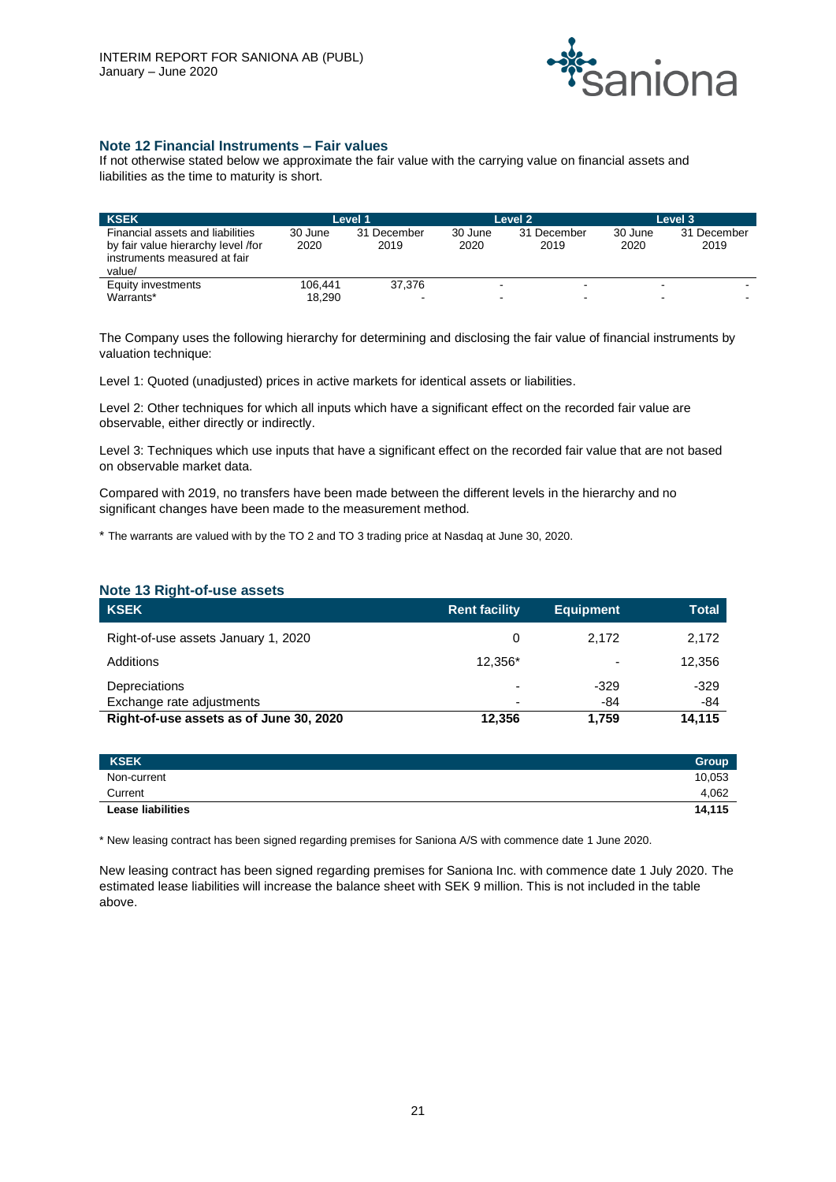## Note 12 Financial Instruments – Fair values

If not otherwise stated below we approximate the fair value with the carrying value on financial assets and liabilities as the time to maturity is short.

| KSEK | Level 1 | | Level 2 | | Level 3 | |
|---|---|---|---|---|---|---|
| Financial assets and liabilities by fair value hierarchy level /for instruments measured at fair value/ | 30 June 2020 | 31 December 2019 | 30 June 2020 | 31 December 2019 | 30 June 2020 | 31 December 2019 |
| Equity investments | 106,441 | 37,376 | - | - | - | - |
| Warrants* | 18,290 | - | - | - | - | - |

The Company uses the following hierarchy for determining and disclosing the fair value of financial instruments by valuation technique:

Level 1: Quoted (unadjusted) prices in active markets for identical assets or liabilities.

Level 2: Other techniques for which all inputs which have a significant effect on the recorded fair value are observable, either directly or indirectly.

Level 3: Techniques which use inputs that have a significant effect on the recorded fair value that are not based on observable market data.

Compared with 2019, no transfers have been made between the different levels in the hierarchy and no significant changes have been made to the measurement method.

* The warrants are valued with by the TO 2 and TO 3 trading price at Nasdaq at June 30, 2020.

## Note 13 Right-of-use assets

| KSEK | Rent facility | Equipment | Total |
|---|---|---|---|
| Right-of-use assets January 1, 2020 | 0 | 2,172 | 2,172 |
| Additions | 12,356* | - | 12,356 |
| Depreciations | - | -329 | -329 |
| Exchange rate adjustments | - | -84 | -84 |
| **Right-of-use assets as of June 30, 2020** | **12,356** | **1,759** | **14,115** |

| KSEK | Group |
|---|---|
| Non-current | 10,053 |
| Current | 4,062 |
| **Lease liabilities** | **14,115** |

* New leasing contract has been signed regarding premises for Saniona A/S with commence date 1 June 2020.

New leasing contract has been signed regarding premises for Saniona Inc. with commence date 1 July 2020. The estimated lease liabilities will increase the balance sheet with SEK 9 million. This is not included in the table above.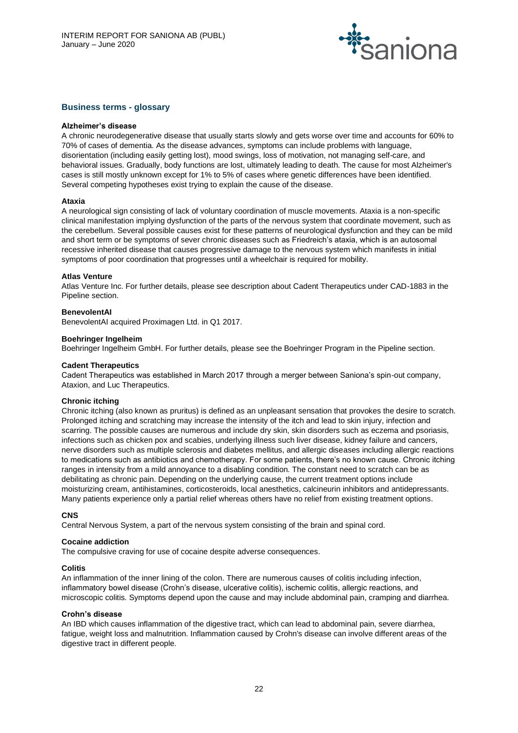## Business terms - glossary

**Alzheimer's disease**
A chronic neurodegenerative disease that usually starts slowly and gets worse over time and accounts for 60% to 70% of cases of dementia. As the disease advances, symptoms can include problems with language, disorientation (including easily getting lost), mood swings, loss of motivation, not managing self-care, and behavioral issues. Gradually, body functions are lost, ultimately leading to death. The cause for most Alzheimer's cases is still mostly unknown except for 1% to 5% of cases where genetic differences have been identified. Several competing hypotheses exist trying to explain the cause of the disease.

**Ataxia**
A neurological sign consisting of lack of voluntary coordination of muscle movements. Ataxia is a non-specific clinical manifestation implying dysfunction of the parts of the nervous system that coordinate movement, such as the cerebellum. Several possible causes exist for these patterns of neurological dysfunction and they can be mild and short term or be symptoms of sever chronic diseases such as Friedreich's ataxia, which is an autosomal recessive inherited disease that causes progressive damage to the nervous system which manifests in initial symptoms of poor coordination that progresses until a wheelchair is required for mobility.

**Atlas Venture**
Atlas Venture Inc. For further details, please see description about Cadent Therapeutics under CAD-1883 in the Pipeline section.

**BenevolentAI**
BenevolentAI acquired Proximagen Ltd. in Q1 2017.

**Boehringer Ingelheim**
Boehringer Ingelheim GmbH. For further details, please see the Boehringer Program in the Pipeline section.

**Cadent Therapeutics**
Cadent Therapeutics was established in March 2017 through a merger between Saniona's spin-out company, Ataxion, and Luc Therapeutics.

**Chronic itching**
Chronic itching (also known as pruritus) is defined as an unpleasant sensation that provokes the desire to scratch. Prolonged itching and scratching may increase the intensity of the itch and lead to skin injury, infection and scarring. The possible causes are numerous and include dry skin, skin disorders such as eczema and psoriasis, infections such as chicken pox and scabies, underlying illness such liver disease, kidney failure and cancers, nerve disorders such as multiple sclerosis and diabetes mellitus, and allergic diseases including allergic reactions to medications such as antibiotics and chemotherapy. For some patients, there's no known cause. Chronic itching ranges in intensity from a mild annoyance to a disabling condition. The constant need to scratch can be as debilitating as chronic pain. Depending on the underlying cause, the current treatment options include moisturizing cream, antihistamines, corticosteroids, local anesthetics, calcineurin inhibitors and antidepressants. Many patients experience only a partial relief whereas others have no relief from existing treatment options.

**CNS**
Central Nervous System, a part of the nervous system consisting of the brain and spinal cord.

**Cocaine addiction**
The compulsive craving for use of cocaine despite adverse consequences.

**Colitis**
An inflammation of the inner lining of the colon. There are numerous causes of colitis including infection, inflammatory bowel disease (Crohn's disease, ulcerative colitis), ischemic colitis, allergic reactions, and microscopic colitis. Symptoms depend upon the cause and may include abdominal pain, cramping and diarrhea.

**Crohn's disease**
An IBD which causes inflammation of the digestive tract, which can lead to abdominal pain, severe diarrhea, fatigue, weight loss and malnutrition. Inflammation caused by Crohn's disease can involve different areas of the digestive tract in different people.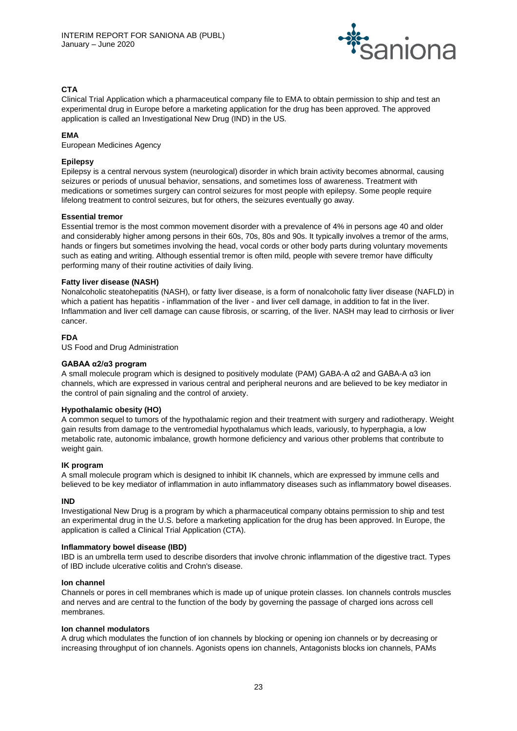**CTA**

Clinical Trial Application which a pharmaceutical company file to EMA to obtain permission to ship and test an experimental drug in Europe before a marketing application for the drug has been approved. The approved application is called an Investigational New Drug (IND) in the US.

**EMA**

European Medicines Agency

**Epilepsy**

Epilepsy is a central nervous system (neurological) disorder in which brain activity becomes abnormal, causing seizures or periods of unusual behavior, sensations, and sometimes loss of awareness. Treatment with medications or sometimes surgery can control seizures for most people with epilepsy. Some people require lifelong treatment to control seizures, but for others, the seizures eventually go away.

**Essential tremor**

Essential tremor is the most common movement disorder with a prevalence of 4% in persons age 40 and older and considerably higher among persons in their 60s, 70s, 80s and 90s. It typically involves a tremor of the arms, hands or fingers but sometimes involving the head, vocal cords or other body parts during voluntary movements such as eating and writing. Although essential tremor is often mild, people with severe tremor have difficulty performing many of their routine activities of daily living.

**Fatty liver disease (NASH)**

Nonalcoholic steatohepatitis (NASH), or fatty liver disease, is a form of nonalcoholic fatty liver disease (NAFLD) in which a patient has hepatitis - inflammation of the liver - and liver cell damage, in addition to fat in the liver. Inflammation and liver cell damage can cause fibrosis, or scarring, of the liver. NASH may lead to cirrhosis or liver cancer.

**FDA**

US Food and Drug Administration

**GABAA α2/α3 program**

A small molecule program which is designed to positively modulate (PAM) GABA-A α2 and GABA-A α3 ion channels, which are expressed in various central and peripheral neurons and are believed to be key mediator in the control of pain signaling and the control of anxiety.

**Hypothalamic obesity (HO)**

A common sequel to tumors of the hypothalamic region and their treatment with surgery and radiotherapy. Weight gain results from damage to the ventromedial hypothalamus which leads, variously, to hyperphagia, a low metabolic rate, autonomic imbalance, growth hormone deficiency and various other problems that contribute to weight gain.

**IK program**

A small molecule program which is designed to inhibit IK channels, which are expressed by immune cells and believed to be key mediator of inflammation in auto inflammatory diseases such as inflammatory bowel diseases.

**IND**

Investigational New Drug is a program by which a pharmaceutical company obtains permission to ship and test an experimental drug in the U.S. before a marketing application for the drug has been approved. In Europe, the application is called a Clinical Trial Application (CTA).

**Inflammatory bowel disease (IBD)**

IBD is an umbrella term used to describe disorders that involve chronic inflammation of the digestive tract. Types of IBD include ulcerative colitis and Crohn's disease.

**Ion channel**

Channels or pores in cell membranes which is made up of unique protein classes. Ion channels controls muscles and nerves and are central to the function of the body by governing the passage of charged ions across cell membranes.

**Ion channel modulators**

A drug which modulates the function of ion channels by blocking or opening ion channels or by decreasing or increasing throughput of ion channels. Agonists opens ion channels, Antagonists blocks ion channels, PAMs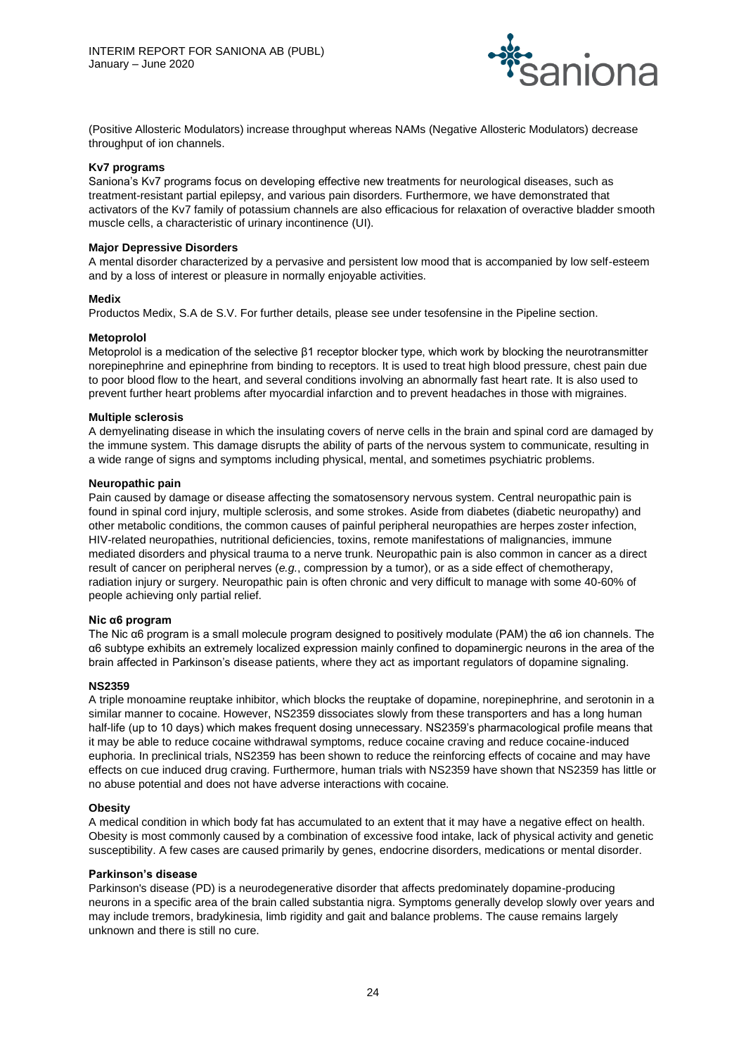(Positive Allosteric Modulators) increase throughput whereas NAMs (Negative Allosteric Modulators) decrease throughput of ion channels.

**Kv7 programs**

Saniona's Kv7 programs focus on developing effective new treatments for neurological diseases, such as treatment-resistant partial epilepsy, and various pain disorders. Furthermore, we have demonstrated that activators of the Kv7 family of potassium channels are also efficacious for relaxation of overactive bladder smooth muscle cells, a characteristic of urinary incontinence (UI).

**Major Depressive Disorders**

A mental disorder characterized by a pervasive and persistent low mood that is accompanied by low self-esteem and by a loss of interest or pleasure in normally enjoyable activities.

**Medix**

Productos Medix, S.A de S.V. For further details, please see under tesofensine in the Pipeline section.

**Metoprolol**

Metoprolol is a medication of the selective β1 receptor blocker type, which work by blocking the neurotransmitter norepinephrine and epinephrine from binding to receptors. It is used to treat high blood pressure, chest pain due to poor blood flow to the heart, and several conditions involving an abnormally fast heart rate. It is also used to prevent further heart problems after myocardial infarction and to prevent headaches in those with migraines.

**Multiple sclerosis**

A demyelinating disease in which the insulating covers of nerve cells in the brain and spinal cord are damaged by the immune system. This damage disrupts the ability of parts of the nervous system to communicate, resulting in a wide range of signs and symptoms including physical, mental, and sometimes psychiatric problems.

**Neuropathic pain**

Pain caused by damage or disease affecting the somatosensory nervous system. Central neuropathic pain is found in spinal cord injury, multiple sclerosis, and some strokes. Aside from diabetes (diabetic neuropathy) and other metabolic conditions, the common causes of painful peripheral neuropathies are herpes zoster infection, HIV-related neuropathies, nutritional deficiencies, toxins, remote manifestations of malignancies, immune mediated disorders and physical trauma to a nerve trunk. Neuropathic pain is also common in cancer as a direct result of cancer on peripheral nerves (*e.g.*, compression by a tumor), or as a side effect of chemotherapy, radiation injury or surgery. Neuropathic pain is often chronic and very difficult to manage with some 40-60% of people achieving only partial relief.

**Nic α6 program**

The Nic α6 program is a small molecule program designed to positively modulate (PAM) the α6 ion channels. The α6 subtype exhibits an extremely localized expression mainly confined to dopaminergic neurons in the area of the brain affected in Parkinson's disease patients, where they act as important regulators of dopamine signaling.

**NS2359**

A triple monoamine reuptake inhibitor, which blocks the reuptake of dopamine, norepinephrine, and serotonin in a similar manner to cocaine. However, NS2359 dissociates slowly from these transporters and has a long human half-life (up to 10 days) which makes frequent dosing unnecessary. NS2359's pharmacological profile means that it may be able to reduce cocaine withdrawal symptoms, reduce cocaine craving and reduce cocaine-induced euphoria. In preclinical trials, NS2359 has been shown to reduce the reinforcing effects of cocaine and may have effects on cue induced drug craving. Furthermore, human trials with NS2359 have shown that NS2359 has little or no abuse potential and does not have adverse interactions with cocaine.

**Obesity**

A medical condition in which body fat has accumulated to an extent that it may have a negative effect on health. Obesity is most commonly caused by a combination of excessive food intake, lack of physical activity and genetic susceptibility. A few cases are caused primarily by genes, endocrine disorders, medications or mental disorder.

**Parkinson's disease**

Parkinson's disease (PD) is a neurodegenerative disorder that affects predominately dopamine-producing neurons in a specific area of the brain called substantia nigra. Symptoms generally develop slowly over years and may include tremors, bradykinesia, limb rigidity and gait and balance problems. The cause remains largely unknown and there is still no cure.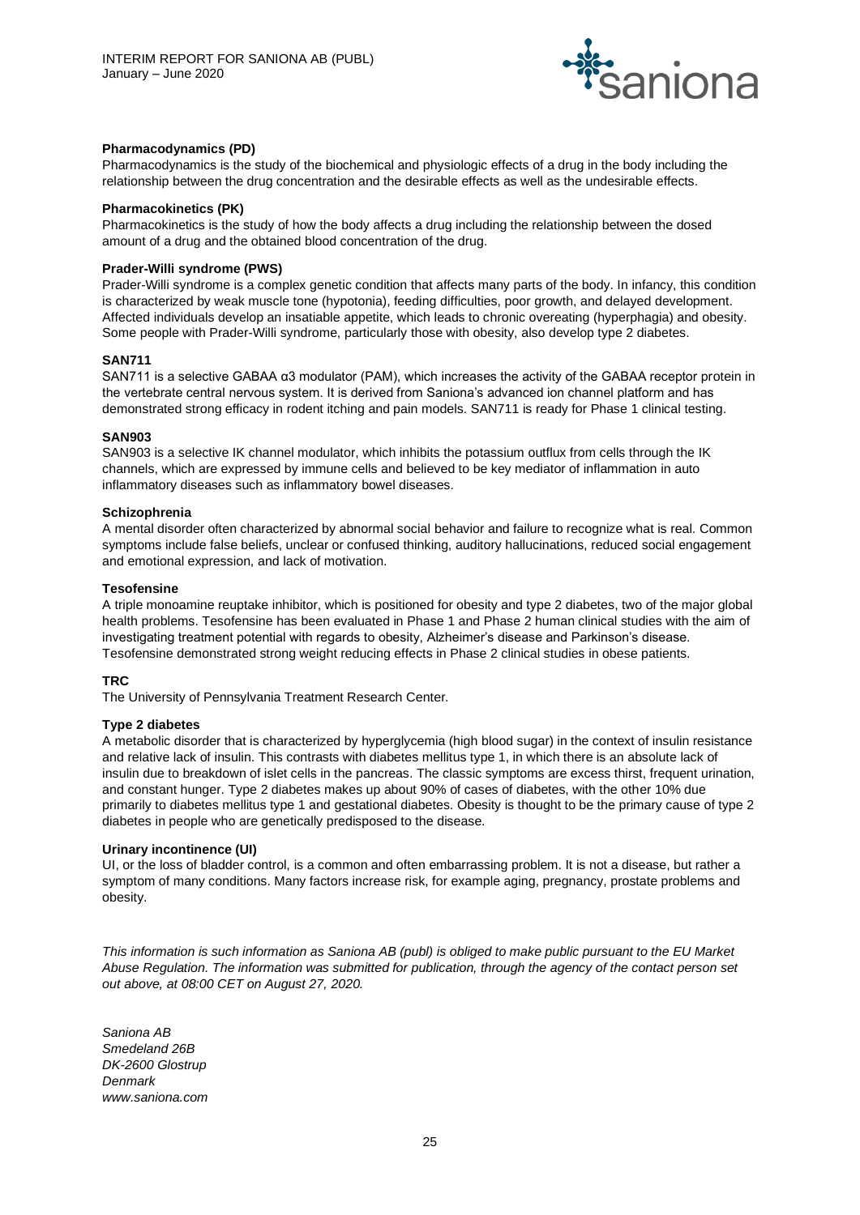**Pharmacodynamics (PD)**

Pharmacodynamics is the study of the biochemical and physiologic effects of a drug in the body including the relationship between the drug concentration and the desirable effects as well as the undesirable effects.

**Pharmacokinetics (PK)**

Pharmacokinetics is the study of how the body affects a drug including the relationship between the dosed amount of a drug and the obtained blood concentration of the drug.

**Prader-Willi syndrome (PWS)**

Prader-Willi syndrome is a complex genetic condition that affects many parts of the body. In infancy, this condition is characterized by weak muscle tone (hypotonia), feeding difficulties, poor growth, and delayed development. Affected individuals develop an insatiable appetite, which leads to chronic overeating (hyperphagia) and obesity. Some people with Prader-Willi syndrome, particularly those with obesity, also develop type 2 diabetes.

**SAN711**

SAN711 is a selective GABAA α3 modulator (PAM), which increases the activity of the GABAA receptor protein in the vertebrate central nervous system. It is derived from Saniona's advanced ion channel platform and has demonstrated strong efficacy in rodent itching and pain models. SAN711 is ready for Phase 1 clinical testing.

**SAN903**

SAN903 is a selective IK channel modulator, which inhibits the potassium outflux from cells through the IK channels, which are expressed by immune cells and believed to be key mediator of inflammation in auto inflammatory diseases such as inflammatory bowel diseases.

**Schizophrenia**

A mental disorder often characterized by abnormal social behavior and failure to recognize what is real. Common symptoms include false beliefs, unclear or confused thinking, auditory hallucinations, reduced social engagement and emotional expression, and lack of motivation.

**Tesofensine**

A triple monoamine reuptake inhibitor, which is positioned for obesity and type 2 diabetes, two of the major global health problems. Tesofensine has been evaluated in Phase 1 and Phase 2 human clinical studies with the aim of investigating treatment potential with regards to obesity, Alzheimer's disease and Parkinson's disease. Tesofensine demonstrated strong weight reducing effects in Phase 2 clinical studies in obese patients.

**TRC**

The University of Pennsylvania Treatment Research Center.

**Type 2 diabetes**

A metabolic disorder that is characterized by hyperglycemia (high blood sugar) in the context of insulin resistance and relative lack of insulin. This contrasts with diabetes mellitus type 1, in which there is an absolute lack of insulin due to breakdown of islet cells in the pancreas. The classic symptoms are excess thirst, frequent urination, and constant hunger. Type 2 diabetes makes up about 90% of cases of diabetes, with the other 10% due primarily to diabetes mellitus type 1 and gestational diabetes. Obesity is thought to be the primary cause of type 2 diabetes in people who are genetically predisposed to the disease.

**Urinary incontinence (UI)**

UI, or the loss of bladder control, is a common and often embarrassing problem. It is not a disease, but rather a symptom of many conditions. Many factors increase risk, for example aging, pregnancy, prostate problems and obesity.

*This information is such information as Saniona AB (publ) is obliged to make public pursuant to the EU Market Abuse Regulation. The information was submitted for publication, through the agency of the contact person set out above, at 08:00 CET on August 27, 2020.*

*Saniona AB*
*Smedeland 26B*
*DK-2600 Glostrup*
*Denmark*
*www.saniona.com*